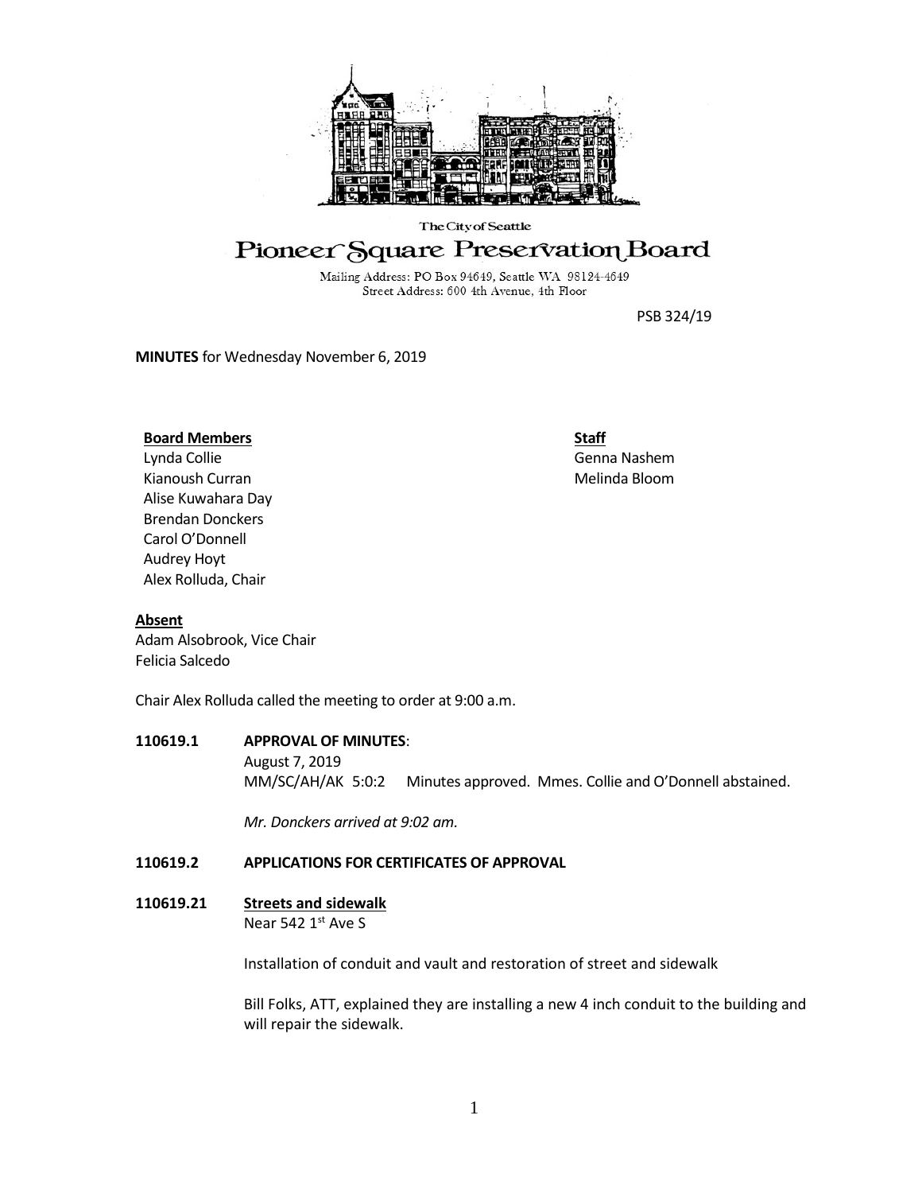The City of Seattle

# Pioneer Square Preservation Board

Mailing Address: PO Box 94649, Seattle WA 98124-4649
Street Address: 600 4th Avenue, 4th Floor

PSB 324/19

**MINUTES** for Wednesday November 6, 2019

**Board Members**
Lynda Collie
Kianoush Curran
Alise Kuwahara Day
Brendan Donckers
Carol O'Donnell
Audrey Hoyt
Alex Rolluda, Chair

**Staff**
Genna Nashem
Melinda Bloom

**Absent**
Adam Alsobrook, Vice Chair
Felicia Salcedo

Chair Alex Rolluda called the meeting to order at 9:00 a.m.

**110619.1 APPROVAL OF MINUTES**:
August 7, 2019
MM/SC/AH/AK 5:0:2 Minutes approved. Mmes. Collie and O'Donnell abstained.

*Mr. Donckers arrived at 9:02 am.*

**110619.2 APPLICATIONS FOR CERTIFICATES OF APPROVAL**

**110619.21 Streets and sidewalk**
Near 542 1st Ave S

Installation of conduit and vault and restoration of street and sidewalk

Bill Folks, ATT, explained they are installing a new 4 inch conduit to the building and will repair the sidewalk.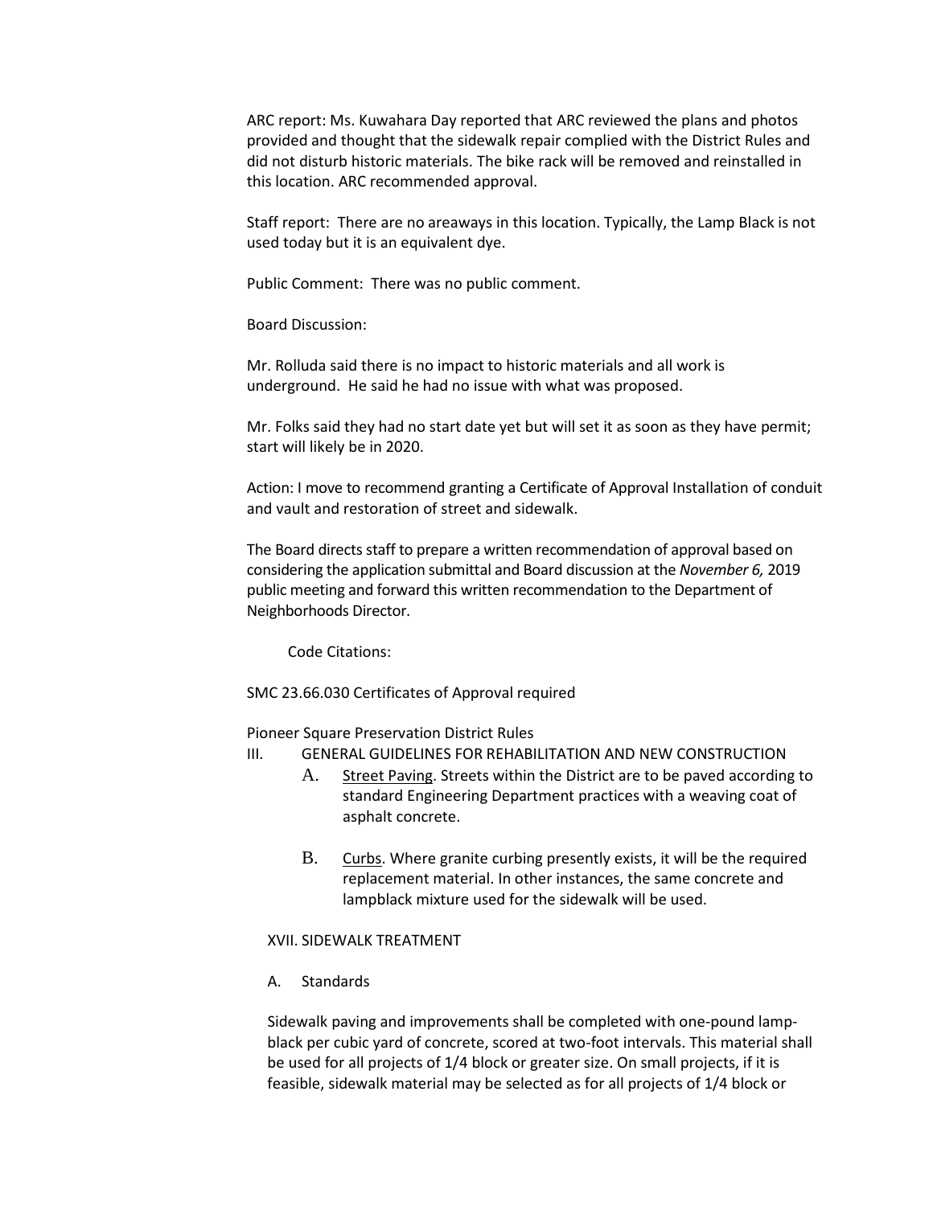ARC report: Ms. Kuwahara Day reported that ARC reviewed the plans and photos provided and thought that the sidewalk repair complied with the District Rules and did not disturb historic materials. The bike rack will be removed and reinstalled in this location. ARC recommended approval.

Staff report: There are no areaways in this location. Typically, the Lamp Black is not used today but it is an equivalent dye.

Public Comment: There was no public comment.

Board Discussion:

Mr. Rolluda said there is no impact to historic materials and all work is underground. He said he had no issue with what was proposed.

Mr. Folks said they had no start date yet but will set it as soon as they have permit; start will likely be in 2020.

Action: I move to recommend granting a Certificate of Approval Installation of conduit and vault and restoration of street and sidewalk.

The Board directs staff to prepare a written recommendation of approval based on considering the application submittal and Board discussion at the *November 6,* 2019 public meeting and forward this written recommendation to the Department of Neighborhoods Director.

Code Citations:

SMC 23.66.030 Certificates of Approval required

Pioneer Square Preservation District Rules

III. GENERAL GUIDELINES FOR REHABILITATION AND NEW CONSTRUCTION

A. Street Paving. Streets within the District are to be paved according to standard Engineering Department practices with a weaving coat of asphalt concrete.

B. Curbs. Where granite curbing presently exists, it will be the required replacement material. In other instances, the same concrete and lampblack mixture used for the sidewalk will be used.

XVII. SIDEWALK TREATMENT

A. Standards

Sidewalk paving and improvements shall be completed with one-pound lamp-black per cubic yard of concrete, scored at two-foot intervals. This material shall be used for all projects of 1/4 block or greater size. On small projects, if it is feasible, sidewalk material may be selected as for all projects of 1/4 block or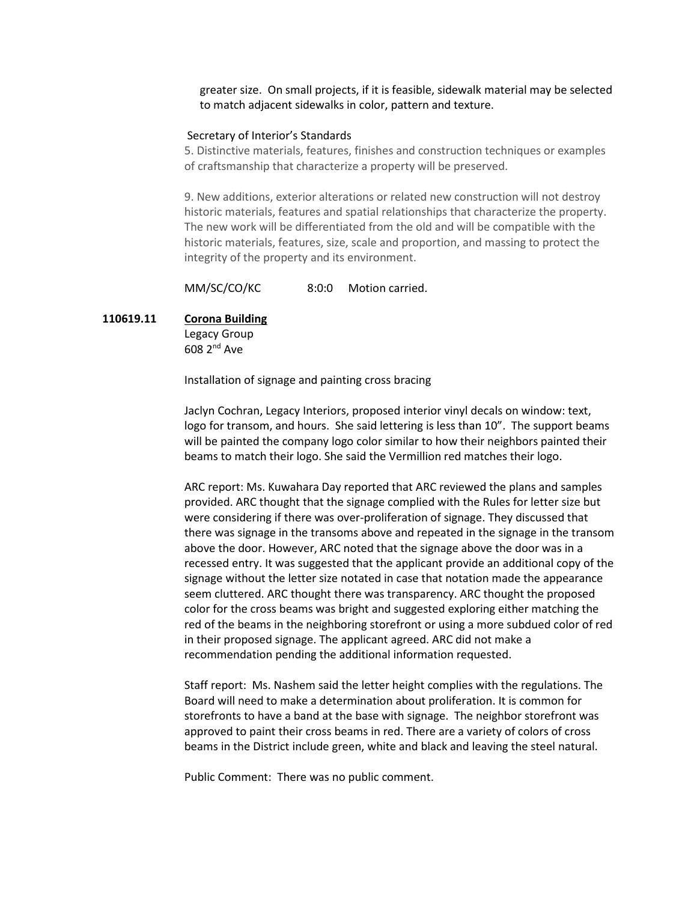greater size. On small projects, if it is feasible, sidewalk material may be selected to match adjacent sidewalks in color, pattern and texture.

Secretary of Interior's Standards

5. Distinctive materials, features, finishes and construction techniques or examples of craftsmanship that characterize a property will be preserved.

9. New additions, exterior alterations or related new construction will not destroy historic materials, features and spatial relationships that characterize the property. The new work will be differentiated from the old and will be compatible with the historic materials, features, size, scale and proportion, and massing to protect the integrity of the property and its environment.

MM/SC/CO/KC 8:0:0 Motion carried.

**110619.11** **Corona Building**
Legacy Group
608 2nd Ave

Installation of signage and painting cross bracing

Jaclyn Cochran, Legacy Interiors, proposed interior vinyl decals on window: text, logo for transom, and hours. She said lettering is less than 10". The support beams will be painted the company logo color similar to how their neighbors painted their beams to match their logo. She said the Vermillion red matches their logo.

ARC report: Ms. Kuwahara Day reported that ARC reviewed the plans and samples provided. ARC thought that the signage complied with the Rules for letter size but were considering if there was over-proliferation of signage. They discussed that there was signage in the transoms above and repeated in the signage in the transom above the door. However, ARC noted that the signage above the door was in a recessed entry. It was suggested that the applicant provide an additional copy of the signage without the letter size notated in case that notation made the appearance seem cluttered. ARC thought there was transparency. ARC thought the proposed color for the cross beams was bright and suggested exploring either matching the red of the beams in the neighboring storefront or using a more subdued color of red in their proposed signage. The applicant agreed. ARC did not make a recommendation pending the additional information requested.

Staff report: Ms. Nashem said the letter height complies with the regulations. The Board will need to make a determination about proliferation. It is common for storefronts to have a band at the base with signage. The neighbor storefront was approved to paint their cross beams in red. There are a variety of colors of cross beams in the District include green, white and black and leaving the steel natural.

Public Comment: There was no public comment.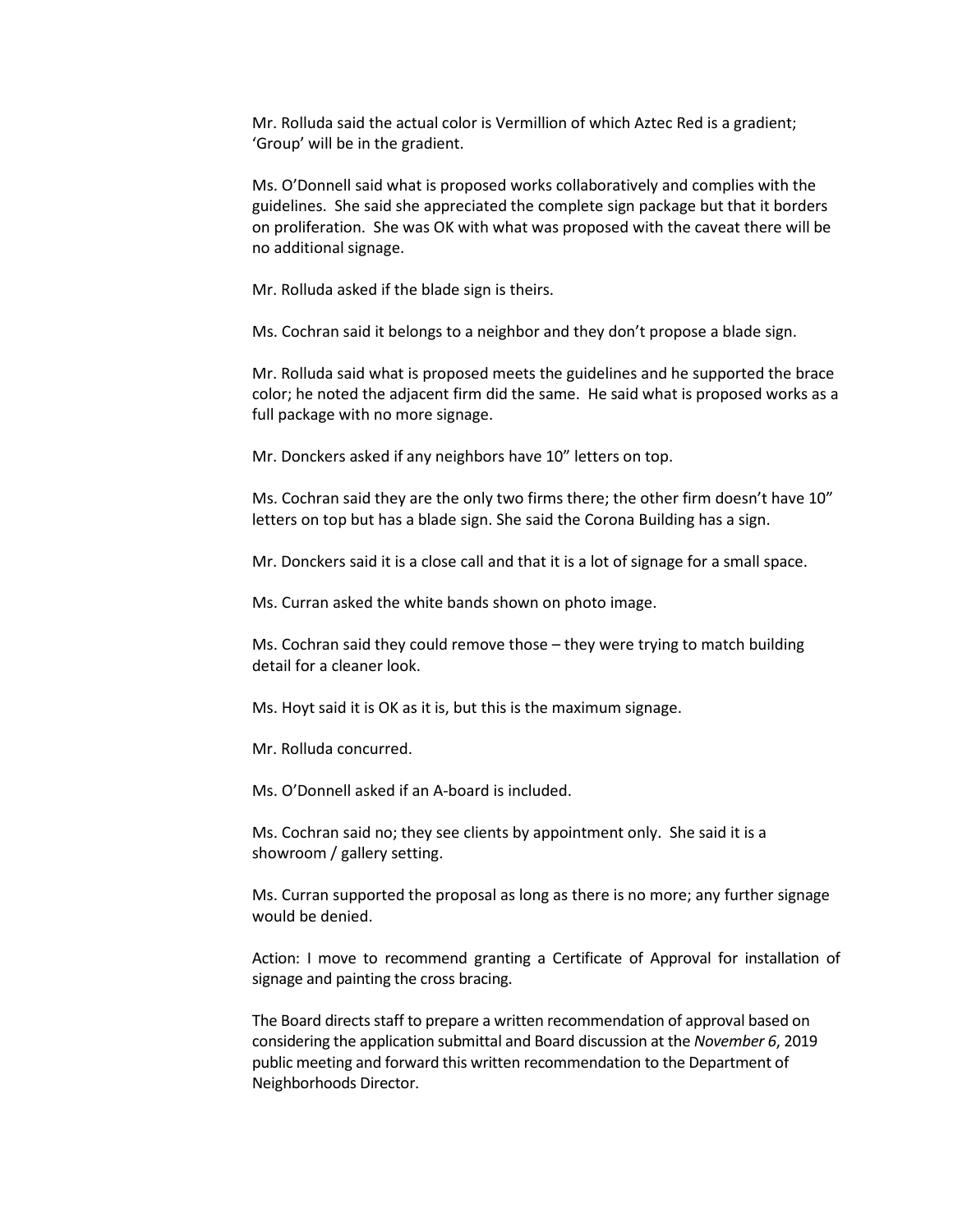Mr. Rolluda said the actual color is Vermillion of which Aztec Red is a gradient; 'Group' will be in the gradient.

Ms. O'Donnell said what is proposed works collaboratively and complies with the guidelines. She said she appreciated the complete sign package but that it borders on proliferation. She was OK with what was proposed with the caveat there will be no additional signage.

Mr. Rolluda asked if the blade sign is theirs.

Ms. Cochran said it belongs to a neighbor and they don't propose a blade sign.

Mr. Rolluda said what is proposed meets the guidelines and he supported the brace color; he noted the adjacent firm did the same. He said what is proposed works as a full package with no more signage.

Mr. Donckers asked if any neighbors have 10" letters on top.

Ms. Cochran said they are the only two firms there; the other firm doesn't have 10" letters on top but has a blade sign. She said the Corona Building has a sign.

Mr. Donckers said it is a close call and that it is a lot of signage for a small space.

Ms. Curran asked the white bands shown on photo image.

Ms. Cochran said they could remove those – they were trying to match building detail for a cleaner look.

Ms. Hoyt said it is OK as it is, but this is the maximum signage.

Mr. Rolluda concurred.

Ms. O'Donnell asked if an A-board is included.

Ms. Cochran said no; they see clients by appointment only. She said it is a showroom / gallery setting.

Ms. Curran supported the proposal as long as there is no more; any further signage would be denied.

Action: I move to recommend granting a Certificate of Approval for installation of signage and painting the cross bracing.

The Board directs staff to prepare a written recommendation of approval based on considering the application submittal and Board discussion at the *November 6*, 2019 public meeting and forward this written recommendation to the Department of Neighborhoods Director.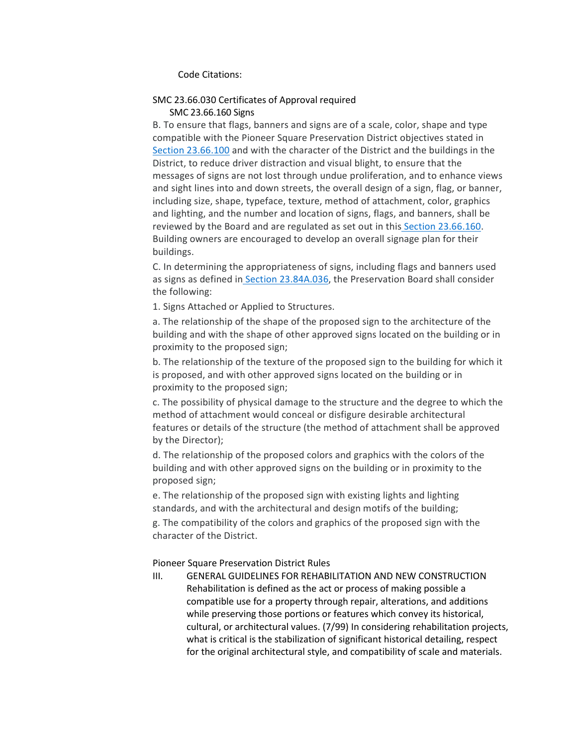Code Citations:

SMC 23.66.030 Certificates of Approval required

SMC 23.66.160 Signs

B. To ensure that flags, banners and signs are of a scale, color, shape and type compatible with the Pioneer Square Preservation District objectives stated in Section 23.66.100 and with the character of the District and the buildings in the District, to reduce driver distraction and visual blight, to ensure that the messages of signs are not lost through undue proliferation, and to enhance views and sight lines into and down streets, the overall design of a sign, flag, or banner, including size, shape, typeface, texture, method of attachment, color, graphics and lighting, and the number and location of signs, flags, and banners, shall be reviewed by the Board and are regulated as set out in this Section 23.66.160. Building owners are encouraged to develop an overall signage plan for their buildings.

C. In determining the appropriateness of signs, including flags and banners used as signs as defined in Section 23.84A.036, the Preservation Board shall consider the following:

1. Signs Attached or Applied to Structures.

a. The relationship of the shape of the proposed sign to the architecture of the building and with the shape of other approved signs located on the building or in proximity to the proposed sign;

b. The relationship of the texture of the proposed sign to the building for which it is proposed, and with other approved signs located on the building or in proximity to the proposed sign;

c. The possibility of physical damage to the structure and the degree to which the method of attachment would conceal or disfigure desirable architectural features or details of the structure (the method of attachment shall be approved by the Director);

d. The relationship of the proposed colors and graphics with the colors of the building and with other approved signs on the building or in proximity to the proposed sign;

e. The relationship of the proposed sign with existing lights and lighting standards, and with the architectural and design motifs of the building;

g. The compatibility of the colors and graphics of the proposed sign with the character of the District.

Pioneer Square Preservation District Rules

III. GENERAL GUIDELINES FOR REHABILITATION AND NEW CONSTRUCTION

Rehabilitation is defined as the act or process of making possible a compatible use for a property through repair, alterations, and additions while preserving those portions or features which convey its historical, cultural, or architectural values. (7/99) In considering rehabilitation projects, what is critical is the stabilization of significant historical detailing, respect for the original architectural style, and compatibility of scale and materials.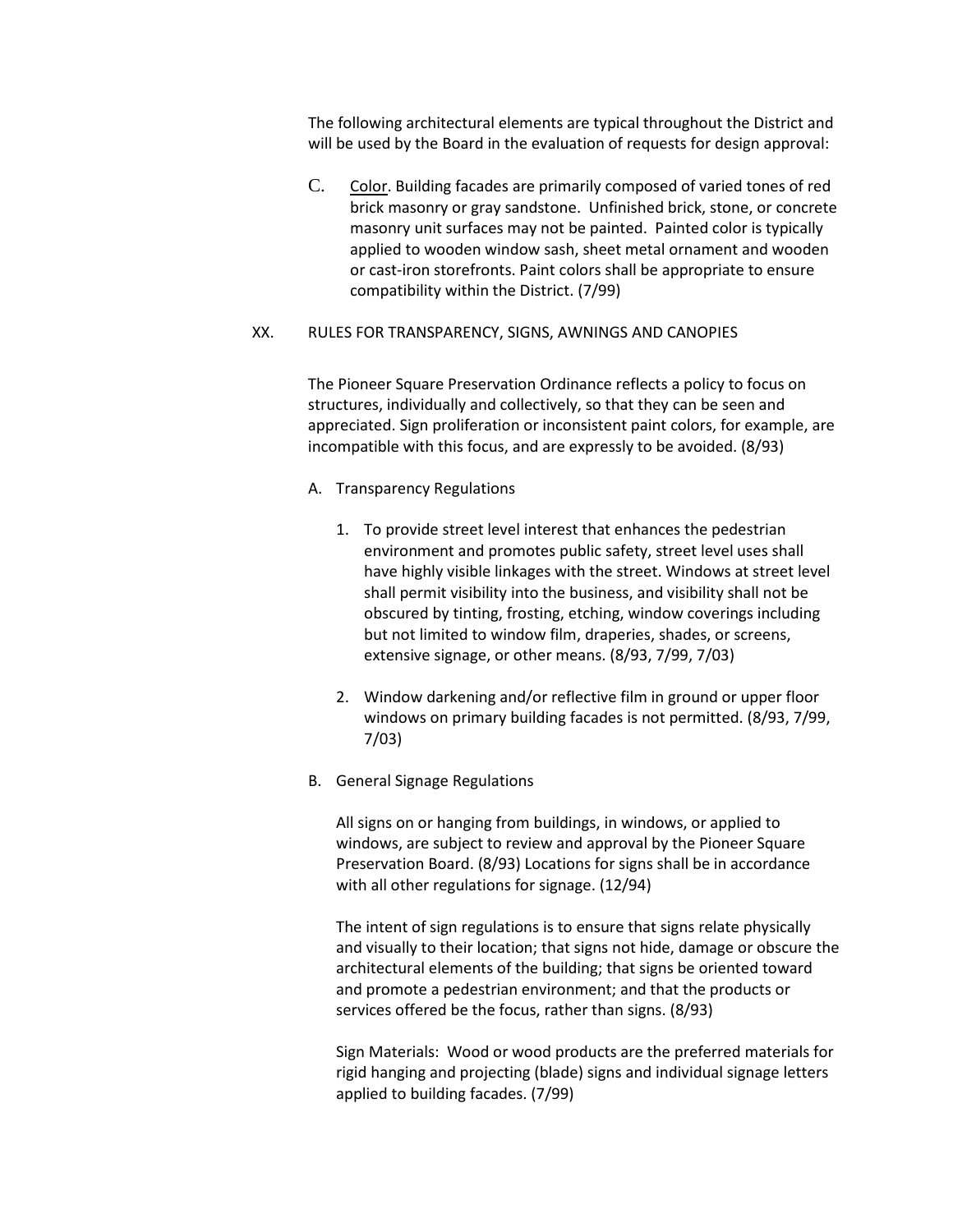The following architectural elements are typical throughout the District and will be used by the Board in the evaluation of requests for design approval:

C. Color. Building facades are primarily composed of varied tones of red brick masonry or gray sandstone. Unfinished brick, stone, or concrete masonry unit surfaces may not be painted. Painted color is typically applied to wooden window sash, sheet metal ornament and wooden or cast-iron storefronts. Paint colors shall be appropriate to ensure compatibility within the District. (7/99)

## XX. RULES FOR TRANSPARENCY, SIGNS, AWNINGS AND CANOPIES

The Pioneer Square Preservation Ordinance reflects a policy to focus on structures, individually and collectively, so that they can be seen and appreciated. Sign proliferation or inconsistent paint colors, for example, are incompatible with this focus, and are expressly to be avoided. (8/93)

### A. Transparency Regulations

1. To provide street level interest that enhances the pedestrian environment and promotes public safety, street level uses shall have highly visible linkages with the street. Windows at street level shall permit visibility into the business, and visibility shall not be obscured by tinting, frosting, etching, window coverings including but not limited to window film, draperies, shades, or screens, extensive signage, or other means. (8/93, 7/99, 7/03)

2. Window darkening and/or reflective film in ground or upper floor windows on primary building facades is not permitted. (8/93, 7/99, 7/03)

### B. General Signage Regulations

All signs on or hanging from buildings, in windows, or applied to windows, are subject to review and approval by the Pioneer Square Preservation Board. (8/93) Locations for signs shall be in accordance with all other regulations for signage. (12/94)

The intent of sign regulations is to ensure that signs relate physically and visually to their location; that signs not hide, damage or obscure the architectural elements of the building; that signs be oriented toward and promote a pedestrian environment; and that the products or services offered be the focus, rather than signs. (8/93)

Sign Materials: Wood or wood products are the preferred materials for rigid hanging and projecting (blade) signs and individual signage letters applied to building facades. (7/99)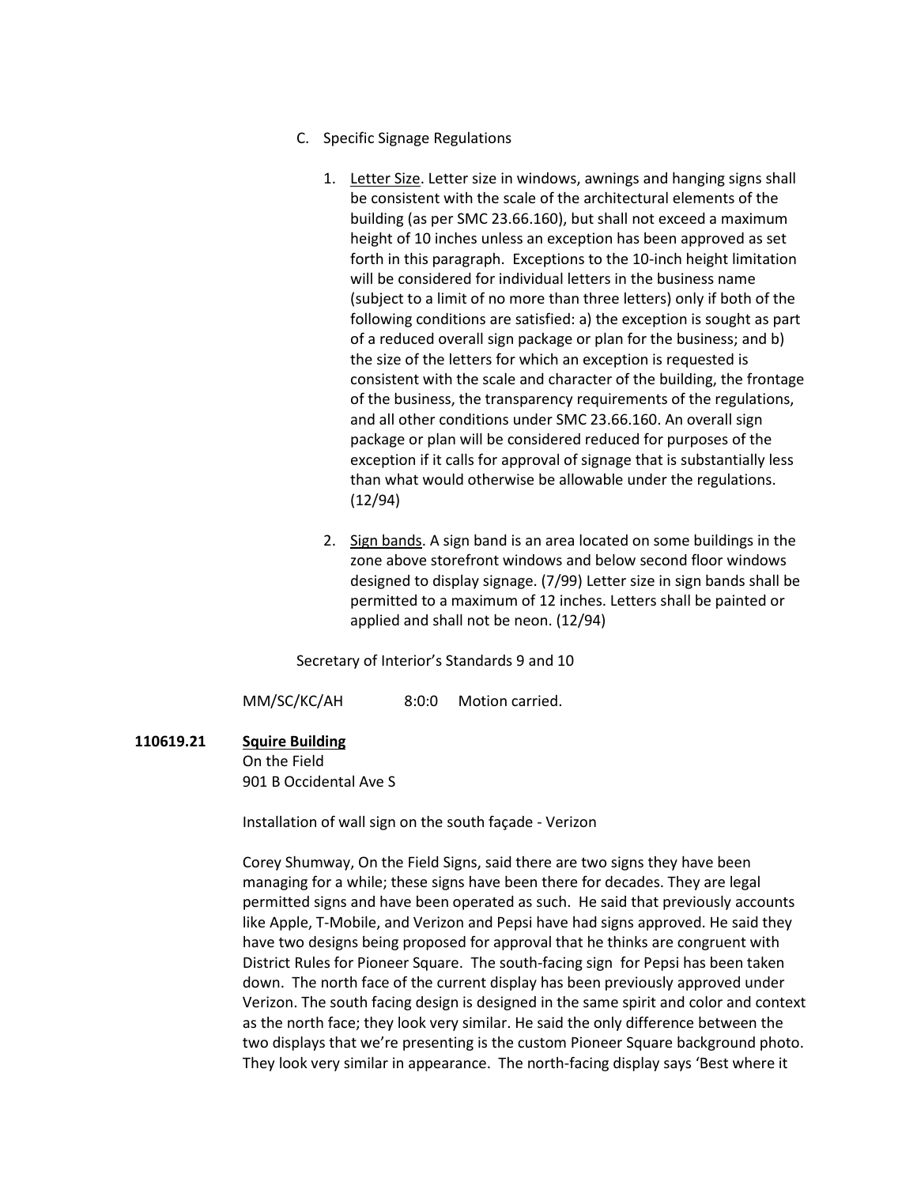C. Specific Signage Regulations

1. Letter Size. Letter size in windows, awnings and hanging signs shall be consistent with the scale of the architectural elements of the building (as per SMC 23.66.160), but shall not exceed a maximum height of 10 inches unless an exception has been approved as set forth in this paragraph. Exceptions to the 10-inch height limitation will be considered for individual letters in the business name (subject to a limit of no more than three letters) only if both of the following conditions are satisfied: a) the exception is sought as part of a reduced overall sign package or plan for the business; and b) the size of the letters for which an exception is requested is consistent with the scale and character of the building, the frontage of the business, the transparency requirements of the regulations, and all other conditions under SMC 23.66.160. An overall sign package or plan will be considered reduced for purposes of the exception if it calls for approval of signage that is substantially less than what would otherwise be allowable under the regulations. (12/94)

2. Sign bands. A sign band is an area located on some buildings in the zone above storefront windows and below second floor windows designed to display signage. (7/99) Letter size in sign bands shall be permitted to a maximum of 12 inches. Letters shall be painted or applied and shall not be neon. (12/94)

Secretary of Interior's Standards 9 and 10

MM/SC/KC/AH 8:0:0 Motion carried.

**110619.21** **Squire Building**
On the Field
901 B Occidental Ave S

Installation of wall sign on the south façade - Verizon

Corey Shumway, On the Field Signs, said there are two signs they have been managing for a while; these signs have been there for decades. They are legal permitted signs and have been operated as such. He said that previously accounts like Apple, T-Mobile, and Verizon and Pepsi have had signs approved. He said they have two designs being proposed for approval that he thinks are congruent with District Rules for Pioneer Square. The south-facing sign for Pepsi has been taken down. The north face of the current display has been previously approved under Verizon. The south facing design is designed in the same spirit and color and context as the north face; they look very similar. He said the only difference between the two displays that we're presenting is the custom Pioneer Square background photo. They look very similar in appearance. The north-facing display says 'Best where it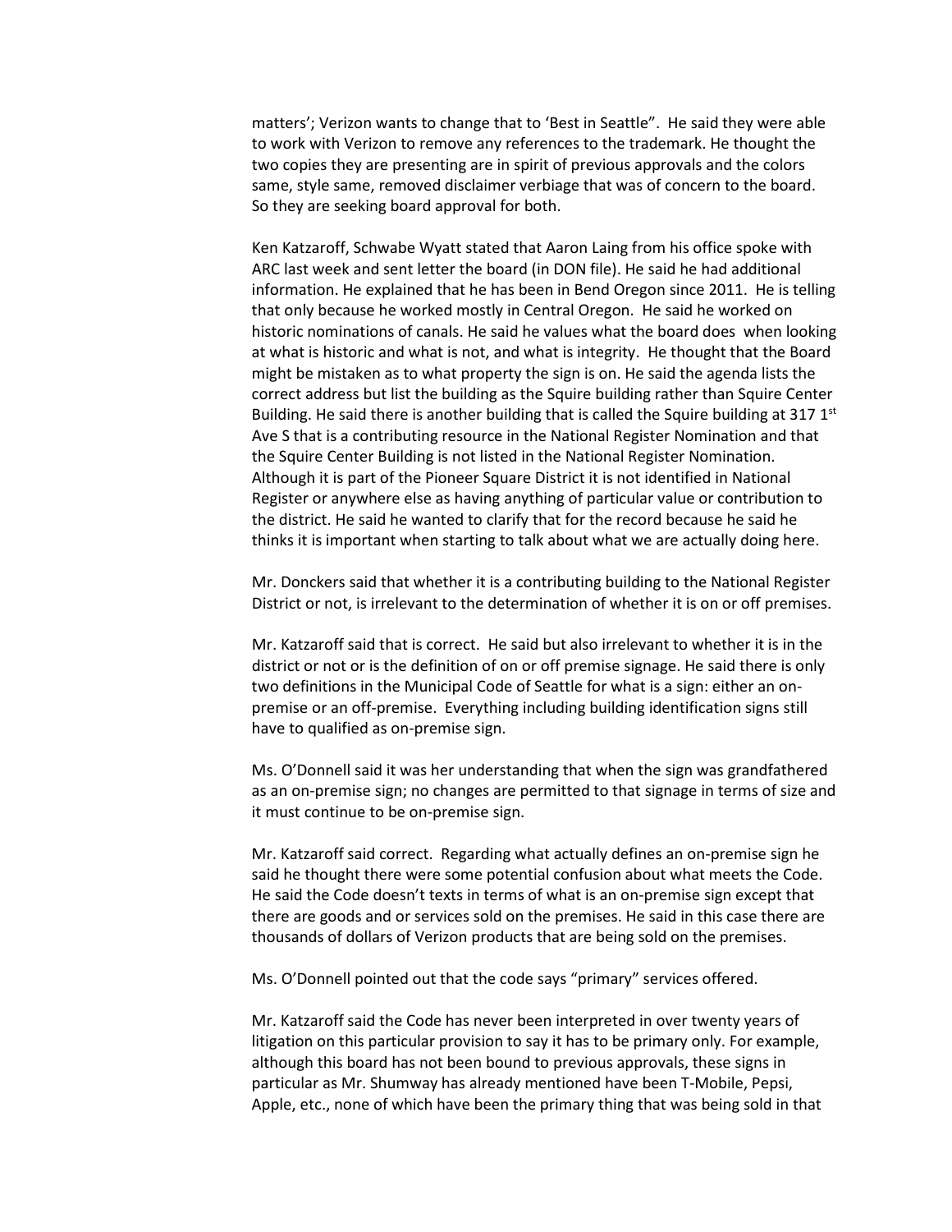matters'; Verizon wants to change that to 'Best in Seattle". He said they were able to work with Verizon to remove any references to the trademark. He thought the two copies they are presenting are in spirit of previous approvals and the colors same, style same, removed disclaimer verbiage that was of concern to the board. So they are seeking board approval for both.

Ken Katzaroff, Schwabe Wyatt stated that Aaron Laing from his office spoke with ARC last week and sent letter the board (in DON file). He said he had additional information. He explained that he has been in Bend Oregon since 2011. He is telling that only because he worked mostly in Central Oregon. He said he worked on historic nominations of canals. He said he values what the board does when looking at what is historic and what is not, and what is integrity. He thought that the Board might be mistaken as to what property the sign is on. He said the agenda lists the correct address but list the building as the Squire building rather than Squire Center Building. He said there is another building that is called the Squire building at 317 1st Ave S that is a contributing resource in the National Register Nomination and that the Squire Center Building is not listed in the National Register Nomination. Although it is part of the Pioneer Square District it is not identified in National Register or anywhere else as having anything of particular value or contribution to the district. He said he wanted to clarify that for the record because he said he thinks it is important when starting to talk about what we are actually doing here.

Mr. Donckers said that whether it is a contributing building to the National Register District or not, is irrelevant to the determination of whether it is on or off premises.

Mr. Katzaroff said that is correct. He said but also irrelevant to whether it is in the district or not or is the definition of on or off premise signage. He said there is only two definitions in the Municipal Code of Seattle for what is a sign: either an on-premise or an off-premise. Everything including building identification signs still have to qualified as on-premise sign.

Ms. O'Donnell said it was her understanding that when the sign was grandfathered as an on-premise sign; no changes are permitted to that signage in terms of size and it must continue to be on-premise sign.

Mr. Katzaroff said correct. Regarding what actually defines an on-premise sign he said he thought there were some potential confusion about what meets the Code. He said the Code doesn't texts in terms of what is an on-premise sign except that there are goods and or services sold on the premises. He said in this case there are thousands of dollars of Verizon products that are being sold on the premises.

Ms. O'Donnell pointed out that the code says "primary" services offered.

Mr. Katzaroff said the Code has never been interpreted in over twenty years of litigation on this particular provision to say it has to be primary only. For example, although this board has not been bound to previous approvals, these signs in particular as Mr. Shumway has already mentioned have been T-Mobile, Pepsi, Apple, etc., none of which have been the primary thing that was being sold in that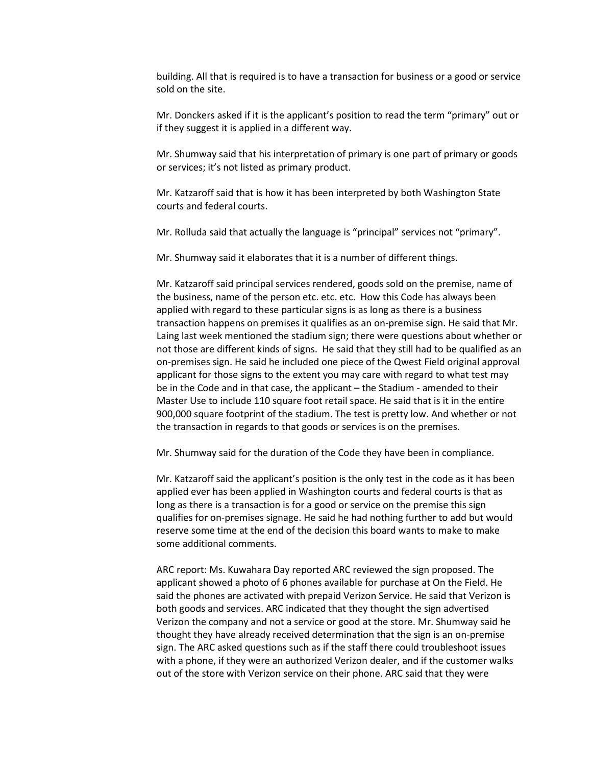building. All that is required is to have a transaction for business or a good or service sold on the site.

Mr. Donckers asked if it is the applicant's position to read the term "primary" out or if they suggest it is applied in a different way.

Mr. Shumway said that his interpretation of primary is one part of primary or goods or services; it's not listed as primary product.

Mr. Katzaroff said that is how it has been interpreted by both Washington State courts and federal courts.

Mr. Rolluda said that actually the language is "principal" services not "primary".

Mr. Shumway said it elaborates that it is a number of different things.

Mr. Katzaroff said principal services rendered, goods sold on the premise, name of the business, name of the person etc. etc. etc. How this Code has always been applied with regard to these particular signs is as long as there is a business transaction happens on premises it qualifies as an on-premise sign. He said that Mr. Laing last week mentioned the stadium sign; there were questions about whether or not those are different kinds of signs. He said that they still had to be qualified as an on-premises sign. He said he included one piece of the Qwest Field original approval applicant for those signs to the extent you may care with regard to what test may be in the Code and in that case, the applicant – the Stadium - amended to their Master Use to include 110 square foot retail space. He said that is it in the entire 900,000 square footprint of the stadium. The test is pretty low. And whether or not the transaction in regards to that goods or services is on the premises.

Mr. Shumway said for the duration of the Code they have been in compliance.

Mr. Katzaroff said the applicant's position is the only test in the code as it has been applied ever has been applied in Washington courts and federal courts is that as long as there is a transaction is for a good or service on the premise this sign qualifies for on-premises signage. He said he had nothing further to add but would reserve some time at the end of the decision this board wants to make to make some additional comments.

ARC report: Ms. Kuwahara Day reported ARC reviewed the sign proposed. The applicant showed a photo of 6 phones available for purchase at On the Field. He said the phones are activated with prepaid Verizon Service. He said that Verizon is both goods and services. ARC indicated that they thought the sign advertised Verizon the company and not a service or good at the store. Mr. Shumway said he thought they have already received determination that the sign is an on-premise sign. The ARC asked questions such as if the staff there could troubleshoot issues with a phone, if they were an authorized Verizon dealer, and if the customer walks out of the store with Verizon service on their phone. ARC said that they were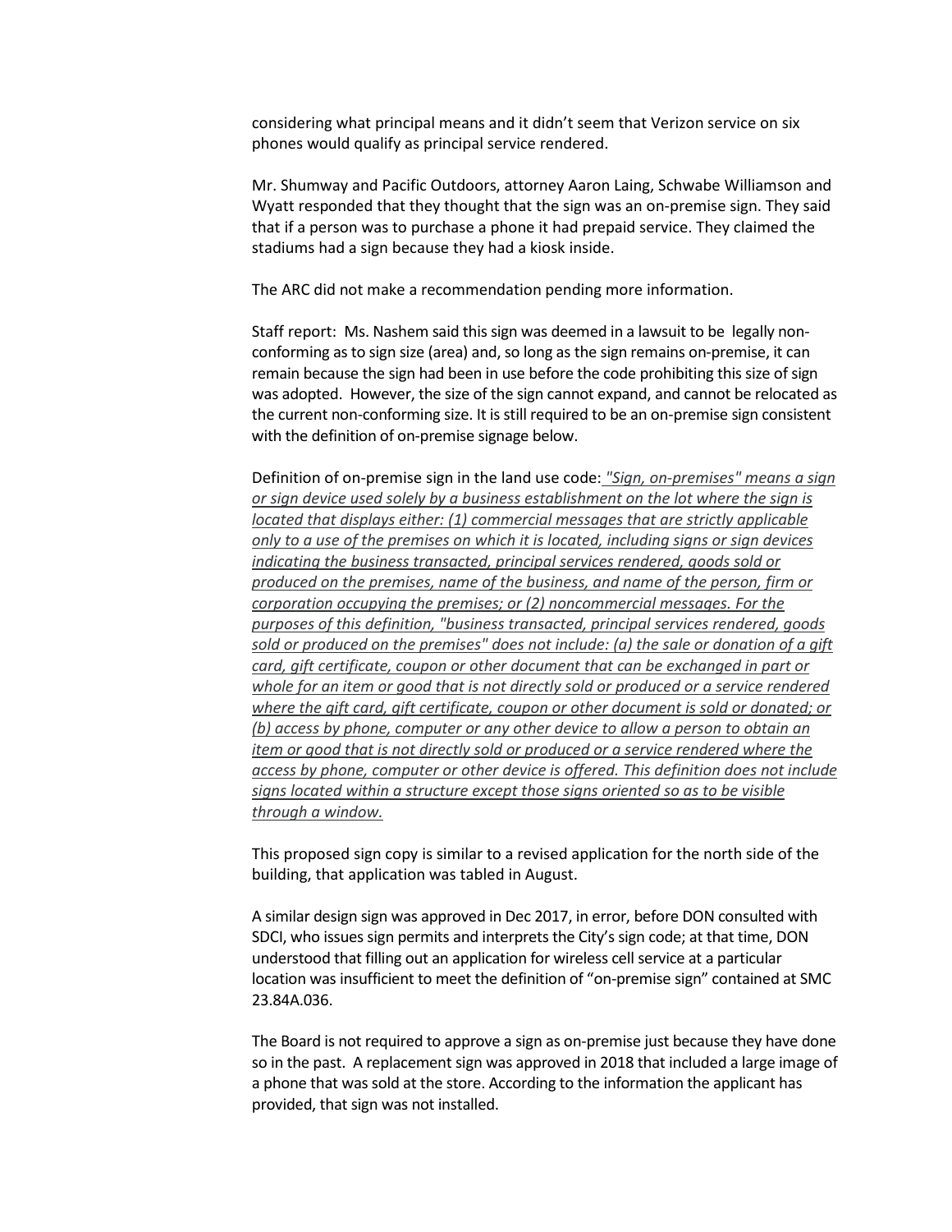considering what principal means and it didn't seem that Verizon service on six phones would qualify as principal service rendered.

Mr. Shumway and Pacific Outdoors, attorney Aaron Laing, Schwabe Williamson and Wyatt responded that they thought that the sign was an on-premise sign. They said that if a person was to purchase a phone it had prepaid service. They claimed the stadiums had a sign because they had a kiosk inside.

The ARC did not make a recommendation pending more information.

Staff report: Ms. Nashem said this sign was deemed in a lawsuit to be legally non-conforming as to sign size (area) and, so long as the sign remains on-premise, it can remain because the sign had been in use before the code prohibiting this size of sign was adopted. However, the size of the sign cannot expand, and cannot be relocated as the current non-conforming size. It is still required to be an on-premise sign consistent with the definition of on-premise signage below.

Definition of on-premise sign in the land use code: *"Sign, on-premises" means a sign or sign device used solely by a business establishment on the lot where the sign is located that displays either: (1) commercial messages that are strictly applicable only to a use of the premises on which it is located, including signs or sign devices indicating the business transacted, principal services rendered, goods sold or produced on the premises, name of the business, and name of the person, firm or corporation occupying the premises; or (2) noncommercial messages. For the purposes of this definition, "business transacted, principal services rendered, goods sold or produced on the premises" does not include: (a) the sale or donation of a gift card, gift certificate, coupon or other document that can be exchanged in part or whole for an item or good that is not directly sold or produced or a service rendered where the gift card, gift certificate, coupon or other document is sold or donated; or (b) access by phone, computer or any other device to allow a person to obtain an item or good that is not directly sold or produced or a service rendered where the access by phone, computer or other device is offered. This definition does not include signs located within a structure except those signs oriented so as to be visible through a window.*

This proposed sign copy is similar to a revised application for the north side of the building, that application was tabled in August.

A similar design sign was approved in Dec 2017, in error, before DON consulted with SDCI, who issues sign permits and interprets the City's sign code; at that time, DON understood that filling out an application for wireless cell service at a particular location was insufficient to meet the definition of "on-premise sign" contained at SMC 23.84A.036.

The Board is not required to approve a sign as on-premise just because they have done so in the past. A replacement sign was approved in 2018 that included a large image of a phone that was sold at the store. According to the information the applicant has provided, that sign was not installed.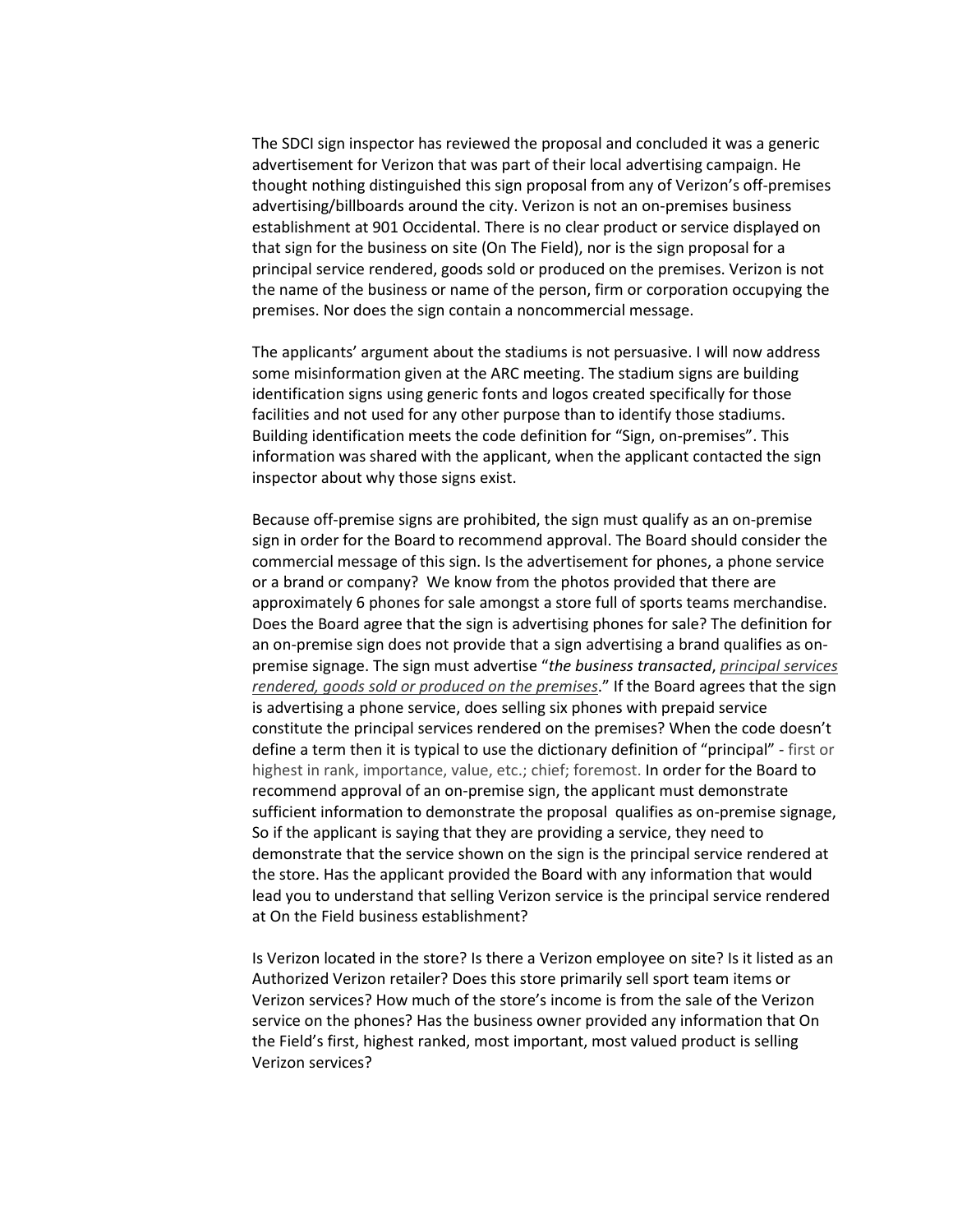The SDCI sign inspector has reviewed the proposal and concluded it was a generic advertisement for Verizon that was part of their local advertising campaign. He thought nothing distinguished this sign proposal from any of Verizon's off-premises advertising/billboards around the city. Verizon is not an on-premises business establishment at 901 Occidental. There is no clear product or service displayed on that sign for the business on site (On The Field), nor is the sign proposal for a principal service rendered, goods sold or produced on the premises. Verizon is not the name of the business or name of the person, firm or corporation occupying the premises. Nor does the sign contain a noncommercial message.

The applicants' argument about the stadiums is not persuasive. I will now address some misinformation given at the ARC meeting. The stadium signs are building identification signs using generic fonts and logos created specifically for those facilities and not used for any other purpose than to identify those stadiums. Building identification meets the code definition for "Sign, on-premises". This information was shared with the applicant, when the applicant contacted the sign inspector about why those signs exist.

Because off-premise signs are prohibited, the sign must qualify as an on-premise sign in order for the Board to recommend approval. The Board should consider the commercial message of this sign. Is the advertisement for phones, a phone service or a brand or company? We know from the photos provided that there are approximately 6 phones for sale amongst a store full of sports teams merchandise. Does the Board agree that the sign is advertising phones for sale? The definition for an on-premise sign does not provide that a sign advertising a brand qualifies as on-premise signage. The sign must advertise "*the business transacted*, *<u>principal services rendered, goods sold or produced on the premises</u>*." If the Board agrees that the sign is advertising a phone service, does selling six phones with prepaid service constitute the principal services rendered on the premises? When the code doesn't define a term then it is typical to use the dictionary definition of "principal" - first or highest in rank, importance, value, etc.; chief; foremost. In order for the Board to recommend approval of an on-premise sign, the applicant must demonstrate sufficient information to demonstrate the proposal qualifies as on-premise signage, So if the applicant is saying that they are providing a service, they need to demonstrate that the service shown on the sign is the principal service rendered at the store. Has the applicant provided the Board with any information that would lead you to understand that selling Verizon service is the principal service rendered at On the Field business establishment?

Is Verizon located in the store? Is there a Verizon employee on site? Is it listed as an Authorized Verizon retailer? Does this store primarily sell sport team items or Verizon services? How much of the store's income is from the sale of the Verizon service on the phones? Has the business owner provided any information that On the Field's first, highest ranked, most important, most valued product is selling Verizon services?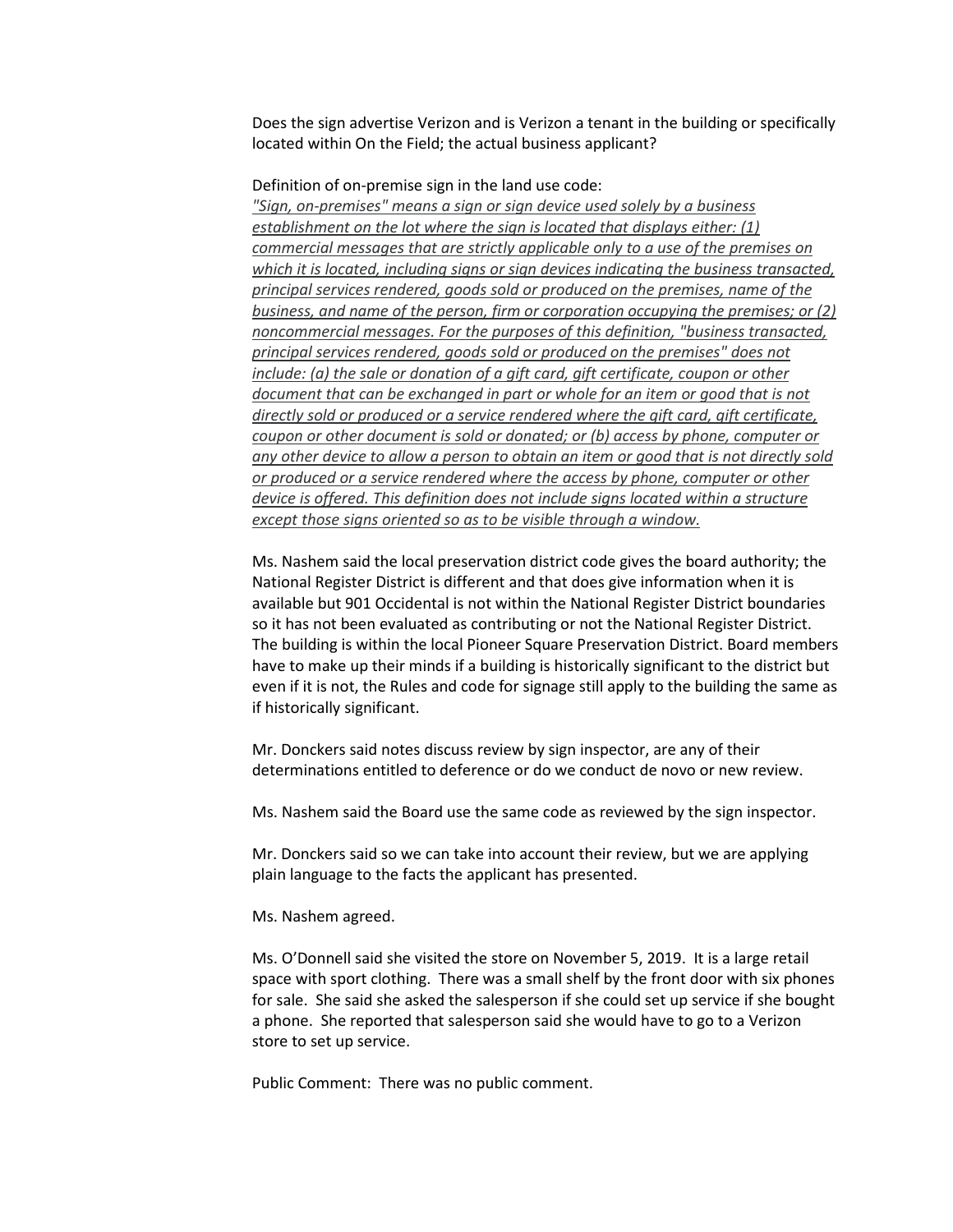Does the sign advertise Verizon and is Verizon a tenant in the building or specifically located within On the Field; the actual business applicant?

Definition of on-premise sign in the land use code:

*"Sign, on-premises" means a sign or sign device used solely by a business establishment on the lot where the sign is located that displays either: (1) commercial messages that are strictly applicable only to a use of the premises on which it is located, including signs or sign devices indicating the business transacted, principal services rendered, goods sold or produced on the premises, name of the business, and name of the person, firm or corporation occupying the premises; or (2) noncommercial messages. For the purposes of this definition, "business transacted, principal services rendered, goods sold or produced on the premises" does not include: (a) the sale or donation of a gift card, gift certificate, coupon or other document that can be exchanged in part or whole for an item or good that is not directly sold or produced or a service rendered where the gift card, gift certificate, coupon or other document is sold or donated; or (b) access by phone, computer or any other device to allow a person to obtain an item or good that is not directly sold or produced or a service rendered where the access by phone, computer or other device is offered. This definition does not include signs located within a structure except those signs oriented so as to be visible through a window.*

Ms. Nashem said the local preservation district code gives the board authority; the National Register District is different and that does give information when it is available but 901 Occidental is not within the National Register District boundaries so it has not been evaluated as contributing or not the National Register District. The building is within the local Pioneer Square Preservation District. Board members have to make up their minds if a building is historically significant to the district but even if it is not, the Rules and code for signage still apply to the building the same as if historically significant.

Mr. Donckers said notes discuss review by sign inspector, are any of their determinations entitled to deference or do we conduct de novo or new review.

Ms. Nashem said the Board use the same code as reviewed by the sign inspector.

Mr. Donckers said so we can take into account their review, but we are applying plain language to the facts the applicant has presented.

Ms. Nashem agreed.

Ms. O'Donnell said she visited the store on November 5, 2019. It is a large retail space with sport clothing. There was a small shelf by the front door with six phones for sale. She said she asked the salesperson if she could set up service if she bought a phone. She reported that salesperson said she would have to go to a Verizon store to set up service.

Public Comment: There was no public comment.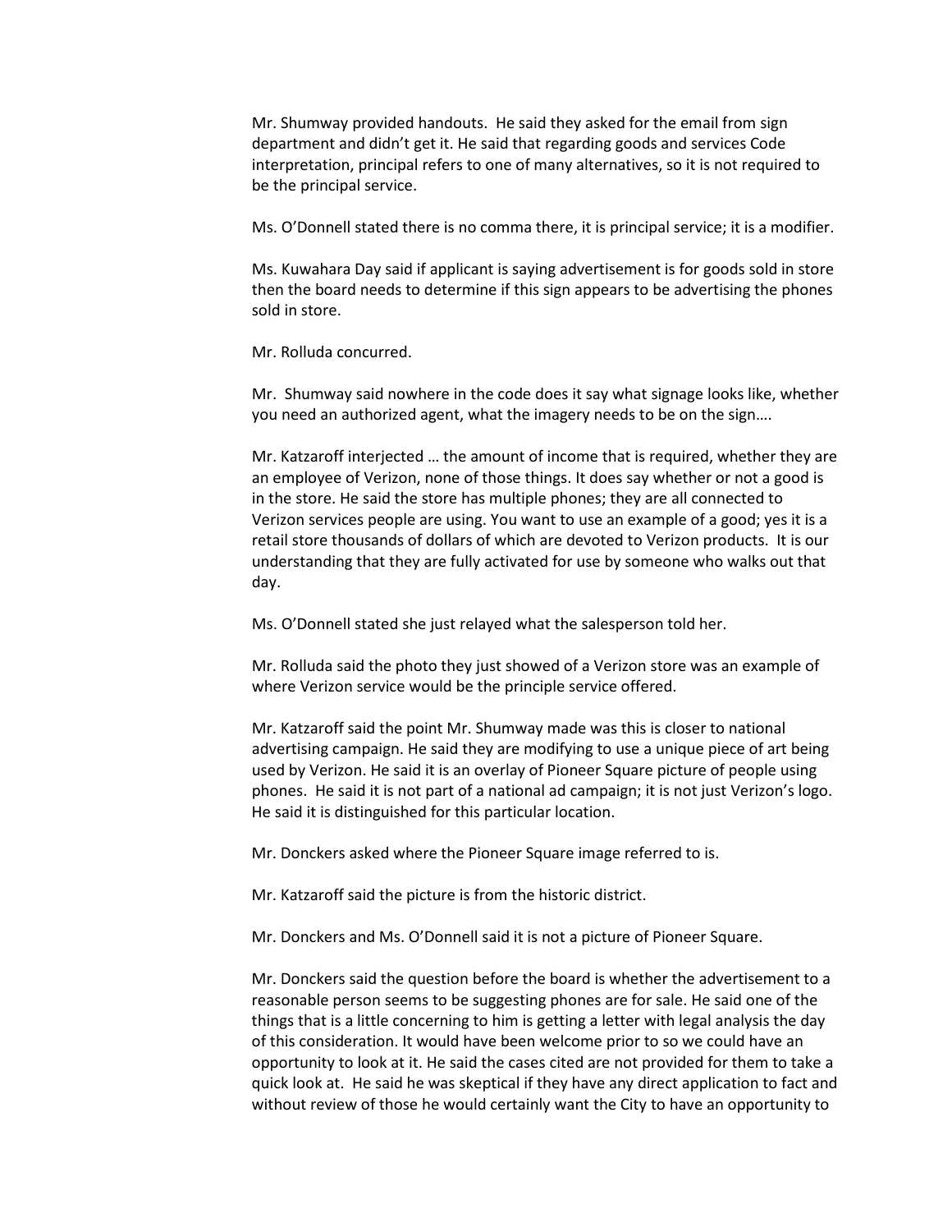Mr. Shumway provided handouts. He said they asked for the email from sign department and didn't get it. He said that regarding goods and services Code interpretation, principal refers to one of many alternatives, so it is not required to be the principal service.

Ms. O'Donnell stated there is no comma there, it is principal service; it is a modifier.

Ms. Kuwahara Day said if applicant is saying advertisement is for goods sold in store then the board needs to determine if this sign appears to be advertising the phones sold in store.

Mr. Rolluda concurred.

Mr. Shumway said nowhere in the code does it say what signage looks like, whether you need an authorized agent, what the imagery needs to be on the sign….

Mr. Katzaroff interjected … the amount of income that is required, whether they are an employee of Verizon, none of those things. It does say whether or not a good is in the store. He said the store has multiple phones; they are all connected to Verizon services people are using. You want to use an example of a good; yes it is a retail store thousands of dollars of which are devoted to Verizon products. It is our understanding that they are fully activated for use by someone who walks out that day.

Ms. O'Donnell stated she just relayed what the salesperson told her.

Mr. Rolluda said the photo they just showed of a Verizon store was an example of where Verizon service would be the principle service offered.

Mr. Katzaroff said the point Mr. Shumway made was this is closer to national advertising campaign. He said they are modifying to use a unique piece of art being used by Verizon. He said it is an overlay of Pioneer Square picture of people using phones. He said it is not part of a national ad campaign; it is not just Verizon's logo. He said it is distinguished for this particular location.

Mr. Donckers asked where the Pioneer Square image referred to is.

Mr. Katzaroff said the picture is from the historic district.

Mr. Donckers and Ms. O'Donnell said it is not a picture of Pioneer Square.

Mr. Donckers said the question before the board is whether the advertisement to a reasonable person seems to be suggesting phones are for sale. He said one of the things that is a little concerning to him is getting a letter with legal analysis the day of this consideration. It would have been welcome prior to so we could have an opportunity to look at it. He said the cases cited are not provided for them to take a quick look at. He said he was skeptical if they have any direct application to fact and without review of those he would certainly want the City to have an opportunity to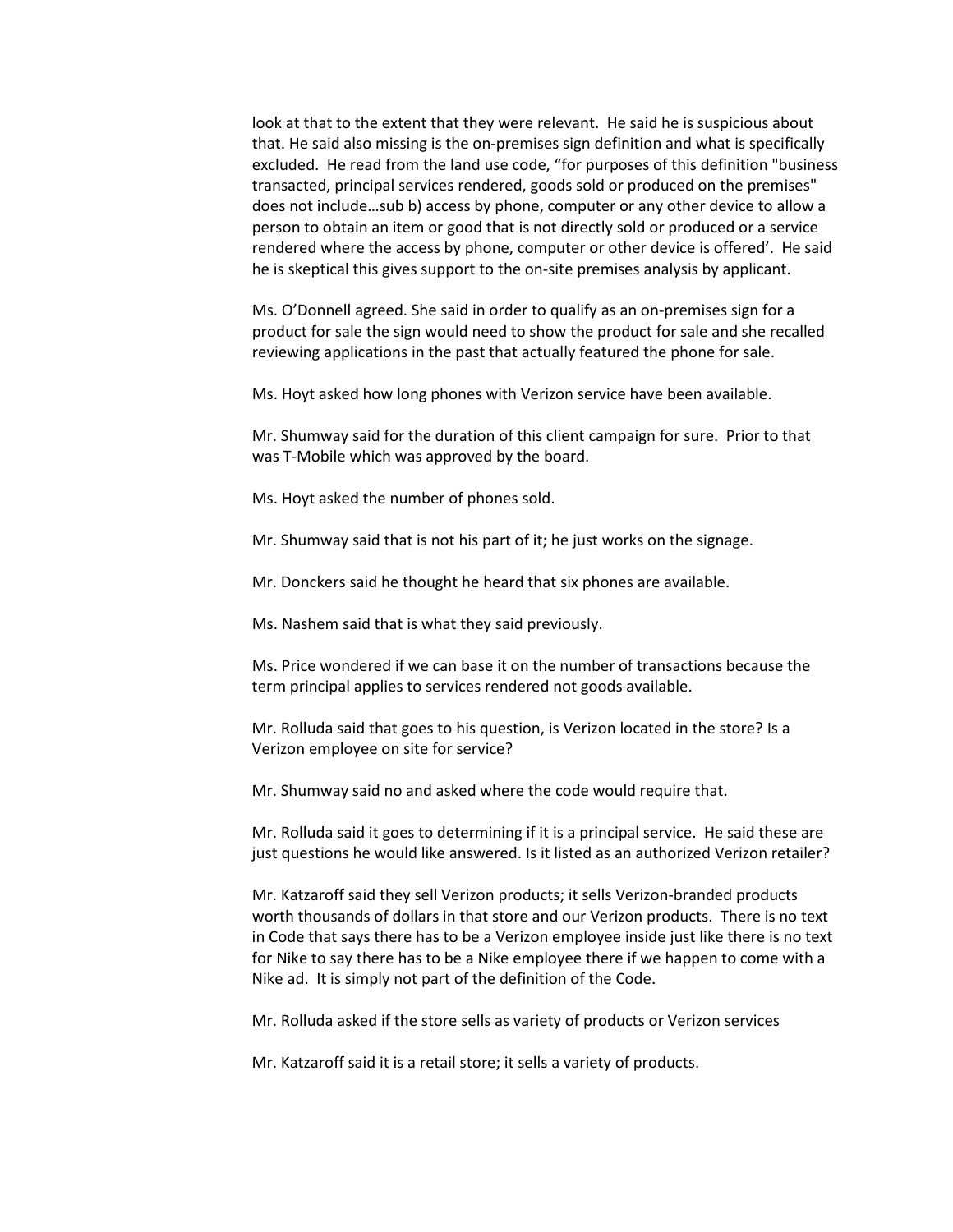look at that to the extent that they were relevant. He said he is suspicious about that. He said also missing is the on-premises sign definition and what is specifically excluded. He read from the land use code, "for purposes of this definition "business transacted, principal services rendered, goods sold or produced on the premises" does not include…sub b) access by phone, computer or any other device to allow a person to obtain an item or good that is not directly sold or produced or a service rendered where the access by phone, computer or other device is offered'. He said he is skeptical this gives support to the on-site premises analysis by applicant.

Ms. O'Donnell agreed. She said in order to qualify as an on-premises sign for a product for sale the sign would need to show the product for sale and she recalled reviewing applications in the past that actually featured the phone for sale.

Ms. Hoyt asked how long phones with Verizon service have been available.

Mr. Shumway said for the duration of this client campaign for sure. Prior to that was T-Mobile which was approved by the board.

Ms. Hoyt asked the number of phones sold.

Mr. Shumway said that is not his part of it; he just works on the signage.

Mr. Donckers said he thought he heard that six phones are available.

Ms. Nashem said that is what they said previously.

Ms. Price wondered if we can base it on the number of transactions because the term principal applies to services rendered not goods available.

Mr. Rolluda said that goes to his question, is Verizon located in the store? Is a Verizon employee on site for service?

Mr. Shumway said no and asked where the code would require that.

Mr. Rolluda said it goes to determining if it is a principal service. He said these are just questions he would like answered. Is it listed as an authorized Verizon retailer?

Mr. Katzaroff said they sell Verizon products; it sells Verizon-branded products worth thousands of dollars in that store and our Verizon products. There is no text in Code that says there has to be a Verizon employee inside just like there is no text for Nike to say there has to be a Nike employee there if we happen to come with a Nike ad. It is simply not part of the definition of the Code.

Mr. Rolluda asked if the store sells as variety of products or Verizon services

Mr. Katzaroff said it is a retail store; it sells a variety of products.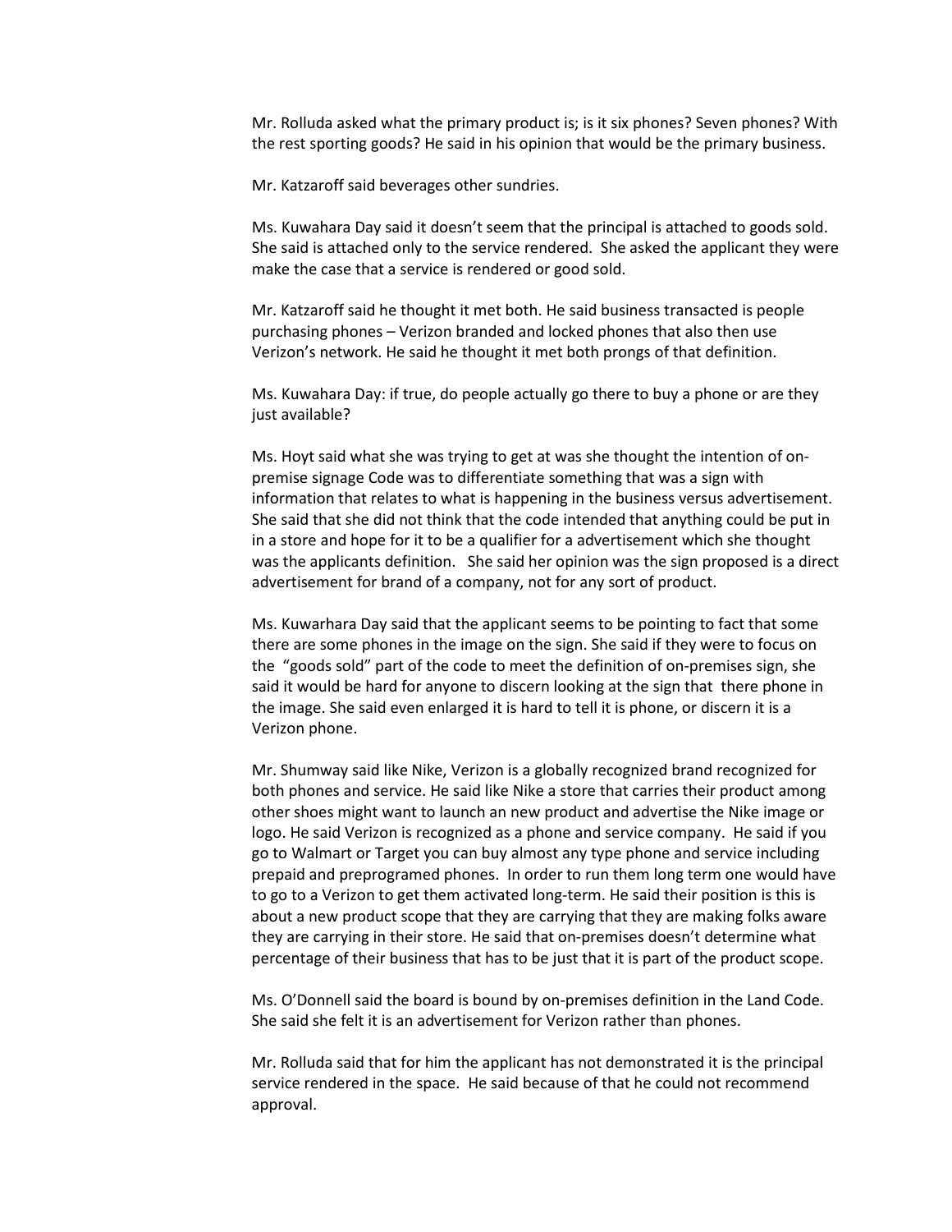Mr. Rolluda asked what the primary product is; is it six phones? Seven phones? With the rest sporting goods? He said in his opinion that would be the primary business.

Mr. Katzaroff said beverages other sundries.

Ms. Kuwahara Day said it doesn't seem that the principal is attached to goods sold. She said is attached only to the service rendered. She asked the applicant they were make the case that a service is rendered or good sold.

Mr. Katzaroff said he thought it met both. He said business transacted is people purchasing phones – Verizon branded and locked phones that also then use Verizon's network. He said he thought it met both prongs of that definition.

Ms. Kuwahara Day: if true, do people actually go there to buy a phone or are they just available?

Ms. Hoyt said what she was trying to get at was she thought the intention of on-premise signage Code was to differentiate something that was a sign with information that relates to what is happening in the business versus advertisement. She said that she did not think that the code intended that anything could be put in in a store and hope for it to be a qualifier for a advertisement which she thought was the applicants definition. She said her opinion was the sign proposed is a direct advertisement for brand of a company, not for any sort of product.

Ms. Kuwarhara Day said that the applicant seems to be pointing to fact that some there are some phones in the image on the sign. She said if they were to focus on the "goods sold" part of the code to meet the definition of on-premises sign, she said it would be hard for anyone to discern looking at the sign that there phone in the image. She said even enlarged it is hard to tell it is phone, or discern it is a Verizon phone.

Mr. Shumway said like Nike, Verizon is a globally recognized brand recognized for both phones and service. He said like Nike a store that carries their product among other shoes might want to launch an new product and advertise the Nike image or logo. He said Verizon is recognized as a phone and service company. He said if you go to Walmart or Target you can buy almost any type phone and service including prepaid and preprogramed phones. In order to run them long term one would have to go to a Verizon to get them activated long-term. He said their position is this is about a new product scope that they are carrying that they are making folks aware they are carrying in their store. He said that on-premises doesn't determine what percentage of their business that has to be just that it is part of the product scope.

Ms. O'Donnell said the board is bound by on-premises definition in the Land Code. She said she felt it is an advertisement for Verizon rather than phones.

Mr. Rolluda said that for him the applicant has not demonstrated it is the principal service rendered in the space. He said because of that he could not recommend approval.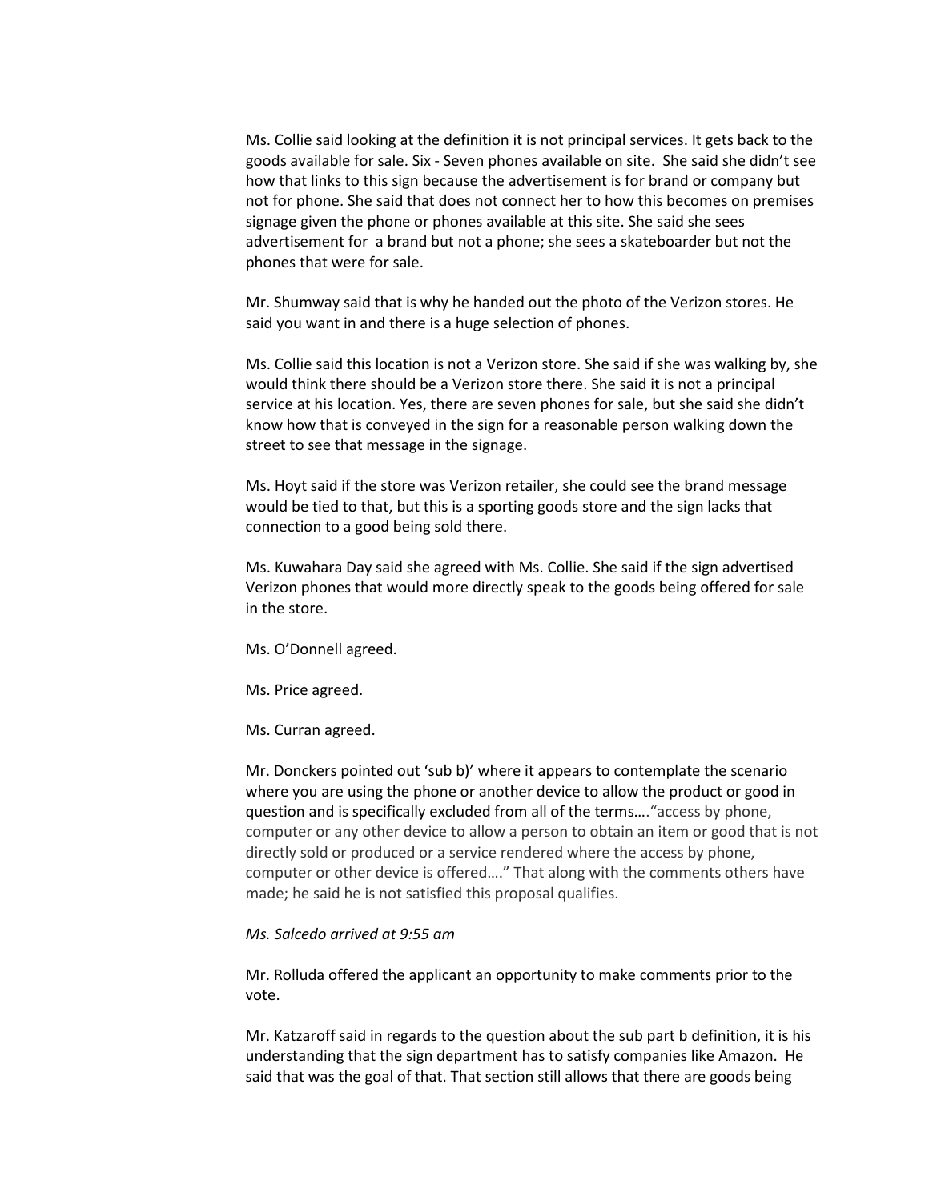Ms. Collie said looking at the definition it is not principal services. It gets back to the goods available for sale. Six - Seven phones available on site. She said she didn't see how that links to this sign because the advertisement is for brand or company but not for phone. She said that does not connect her to how this becomes on premises signage given the phone or phones available at this site. She said she sees advertisement for a brand but not a phone; she sees a skateboarder but not the phones that were for sale.

Mr. Shumway said that is why he handed out the photo of the Verizon stores. He said you want in and there is a huge selection of phones.

Ms. Collie said this location is not a Verizon store. She said if she was walking by, she would think there should be a Verizon store there. She said it is not a principal service at his location. Yes, there are seven phones for sale, but she said she didn't know how that is conveyed in the sign for a reasonable person walking down the street to see that message in the signage.

Ms. Hoyt said if the store was Verizon retailer, she could see the brand message would be tied to that, but this is a sporting goods store and the sign lacks that connection to a good being sold there.

Ms. Kuwahara Day said she agreed with Ms. Collie. She said if the sign advertised Verizon phones that would more directly speak to the goods being offered for sale in the store.

Ms. O'Donnell agreed.

Ms. Price agreed.

Ms. Curran agreed.

Mr. Donckers pointed out 'sub b)' where it appears to contemplate the scenario where you are using the phone or another device to allow the product or good in question and is specifically excluded from all of the terms…."access by phone, computer or any other device to allow a person to obtain an item or good that is not directly sold or produced or a service rendered where the access by phone, computer or other device is offered…." That along with the comments others have made; he said he is not satisfied this proposal qualifies.

*Ms. Salcedo arrived at 9:55 am*

Mr. Rolluda offered the applicant an opportunity to make comments prior to the vote.

Mr. Katzaroff said in regards to the question about the sub part b definition, it is his understanding that the sign department has to satisfy companies like Amazon. He said that was the goal of that. That section still allows that there are goods being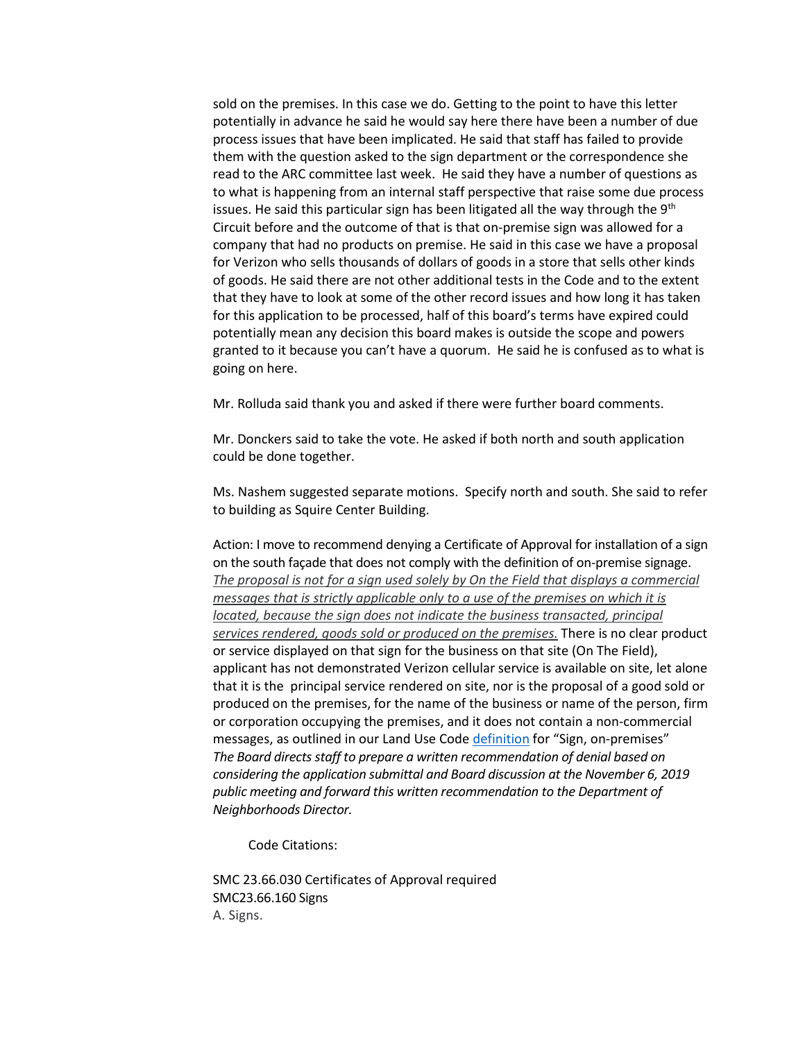sold on the premises. In this case we do. Getting to the point to have this letter potentially in advance he said he would say here there have been a number of due process issues that have been implicated. He said that staff has failed to provide them with the question asked to the sign department or the correspondence she read to the ARC committee last week. He said they have a number of questions as to what is happening from an internal staff perspective that raise some due process issues. He said this particular sign has been litigated all the way through the 9th Circuit before and the outcome of that is that on-premise sign was allowed for a company that had no products on premise. He said in this case we have a proposal for Verizon who sells thousands of dollars of goods in a store that sells other kinds of goods. He said there are not other additional tests in the Code and to the extent that they have to look at some of the other record issues and how long it has taken for this application to be processed, half of this board's terms have expired could potentially mean any decision this board makes is outside the scope and powers granted to it because you can't have a quorum. He said he is confused as to what is going on here.

Mr. Rolluda said thank you and asked if there were further board comments.

Mr. Donckers said to take the vote. He asked if both north and south application could be done together.

Ms. Nashem suggested separate motions. Specify north and south. She said to refer to building as Squire Center Building.

Action: I move to recommend denying a Certificate of Approval for installation of a sign on the south façade that does not comply with the definition of on-premise signage. *The proposal is not for a sign used solely by On the Field that displays a commercial messages that is strictly applicable only to a use of the premises on which it is located, because the sign does not indicate the business transacted, principal services rendered, goods sold or produced on the premises.* There is no clear product or service displayed on that sign for the business on that site (On The Field), applicant has not demonstrated Verizon cellular service is available on site, let alone that it is the principal service rendered on site, nor is the proposal of a good sold or produced on the premises, for the name of the business or name of the person, firm or corporation occupying the premises, and it does not contain a non-commercial messages, as outlined in our Land Use Code definition for "Sign, on-premises" *The Board directs staff to prepare a written recommendation of denial based on considering the application submittal and Board discussion at the November 6, 2019 public meeting and forward this written recommendation to the Department of Neighborhoods Director.*

Code Citations:

SMC 23.66.030 Certificates of Approval required
SMC23.66.160 Signs
A. Signs.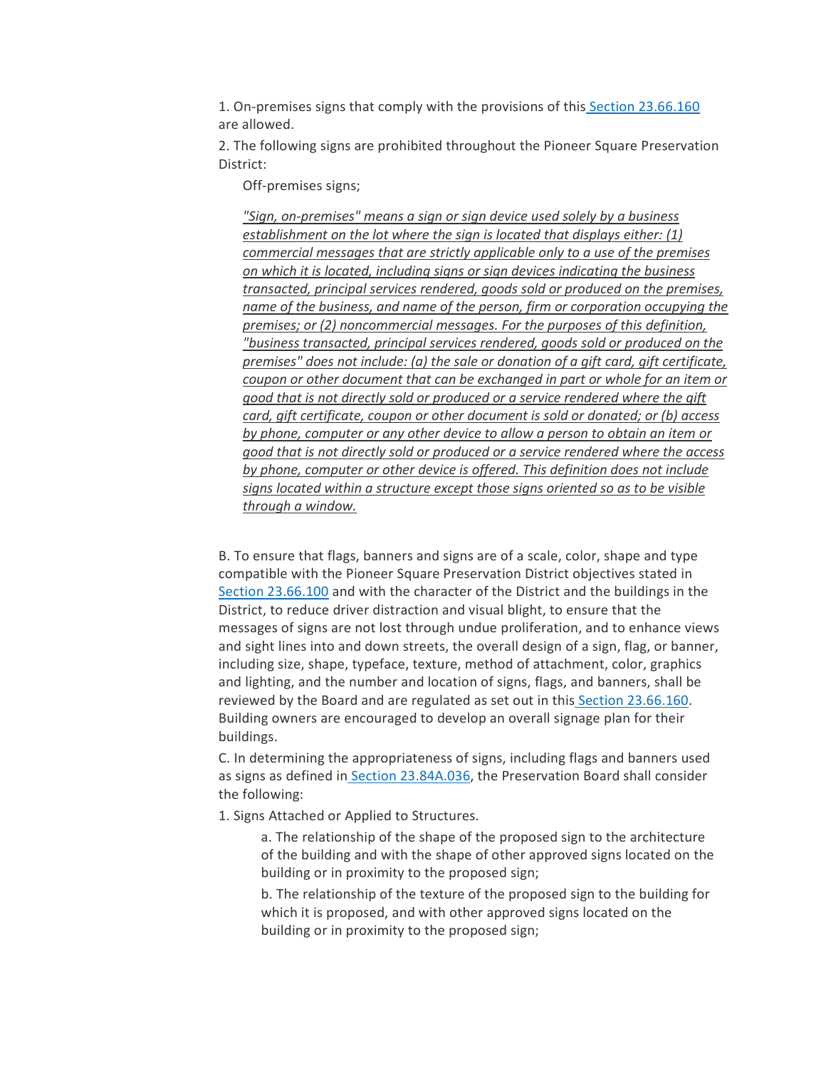1. On-premises signs that comply with the provisions of this [Section 23.66.160](#) are allowed.

2. The following signs are prohibited throughout the Pioneer Square Preservation District:

   Off-premises signs;

   *"Sign, on-premises" means a sign or sign device used solely by a business establishment on the lot where the sign is located that displays either: (1) commercial messages that are strictly applicable only to a use of the premises on which it is located, including signs or sign devices indicating the business transacted, principal services rendered, goods sold or produced on the premises, name of the business, and name of the person, firm or corporation occupying the premises; or (2) noncommercial messages. For the purposes of this definition, "business transacted, principal services rendered, goods sold or produced on the premises" does not include: (a) the sale or donation of a gift card, gift certificate, coupon or other document that can be exchanged in part or whole for an item or good that is not directly sold or produced or a service rendered where the gift card, gift certificate, coupon or other document is sold or donated; or (b) access by phone, computer or any other device to allow a person to obtain an item or good that is not directly sold or produced or a service rendered where the access by phone, computer or other device is offered. This definition does not include signs located within a structure except those signs oriented so as to be visible through a window.*

B. To ensure that flags, banners and signs are of a scale, color, shape and type compatible with the Pioneer Square Preservation District objectives stated in [Section 23.66.100](#) and with the character of the District and the buildings in the District, to reduce driver distraction and visual blight, to ensure that the messages of signs are not lost through undue proliferation, and to enhance views and sight lines into and down streets, the overall design of a sign, flag, or banner, including size, shape, typeface, texture, method of attachment, color, graphics and lighting, and the number and location of signs, flags, and banners, shall be reviewed by the Board and are regulated as set out in this [Section 23.66.160](#). Building owners are encouraged to develop an overall signage plan for their buildings.

C. In determining the appropriateness of signs, including flags and banners used as signs as defined in [Section 23.84A.036](#), the Preservation Board shall consider the following:

1. Signs Attached or Applied to Structures.

   a. The relationship of the shape of the proposed sign to the architecture of the building and with the shape of other approved signs located on the building or in proximity to the proposed sign;

   b. The relationship of the texture of the proposed sign to the building for which it is proposed, and with other approved signs located on the building or in proximity to the proposed sign;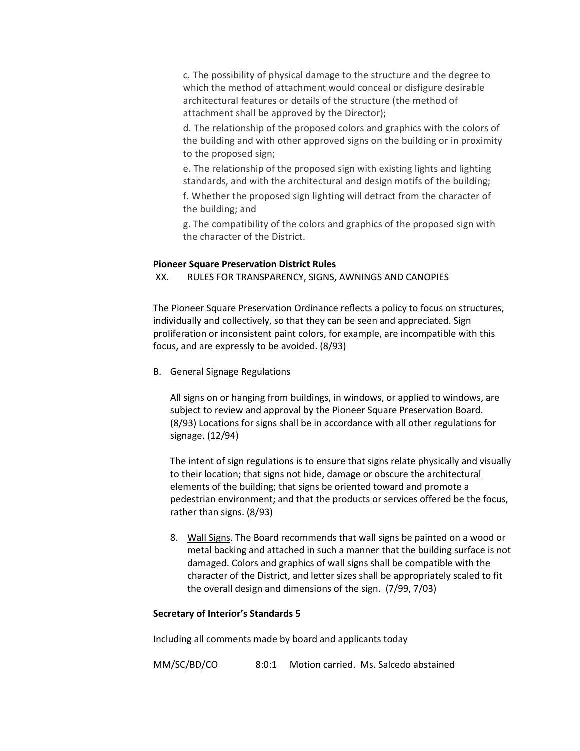c. The possibility of physical damage to the structure and the degree to which the method of attachment would conceal or disfigure desirable architectural features or details of the structure (the method of attachment shall be approved by the Director);

d. The relationship of the proposed colors and graphics with the colors of the building and with other approved signs on the building or in proximity to the proposed sign;

e. The relationship of the proposed sign with existing lights and lighting standards, and with the architectural and design motifs of the building;

f. Whether the proposed sign lighting will detract from the character of the building; and

g. The compatibility of the colors and graphics of the proposed sign with the character of the District.

**Pioneer Square Preservation District Rules**

XX. RULES FOR TRANSPARENCY, SIGNS, AWNINGS AND CANOPIES

The Pioneer Square Preservation Ordinance reflects a policy to focus on structures, individually and collectively, so that they can be seen and appreciated. Sign proliferation or inconsistent paint colors, for example, are incompatible with this focus, and are expressly to be avoided. (8/93)

B. General Signage Regulations

All signs on or hanging from buildings, in windows, or applied to windows, are subject to review and approval by the Pioneer Square Preservation Board. (8/93) Locations for signs shall be in accordance with all other regulations for signage. (12/94)

The intent of sign regulations is to ensure that signs relate physically and visually to their location; that signs not hide, damage or obscure the architectural elements of the building; that signs be oriented toward and promote a pedestrian environment; and that the products or services offered be the focus, rather than signs. (8/93)

8. Wall Signs. The Board recommends that wall signs be painted on a wood or metal backing and attached in such a manner that the building surface is not damaged. Colors and graphics of wall signs shall be compatible with the character of the District, and letter sizes shall be appropriately scaled to fit the overall design and dimensions of the sign. (7/99, 7/03)

**Secretary of Interior's Standards 5**

Including all comments made by board and applicants today

MM/SC/BD/CO 8:0:1 Motion carried. Ms. Salcedo abstained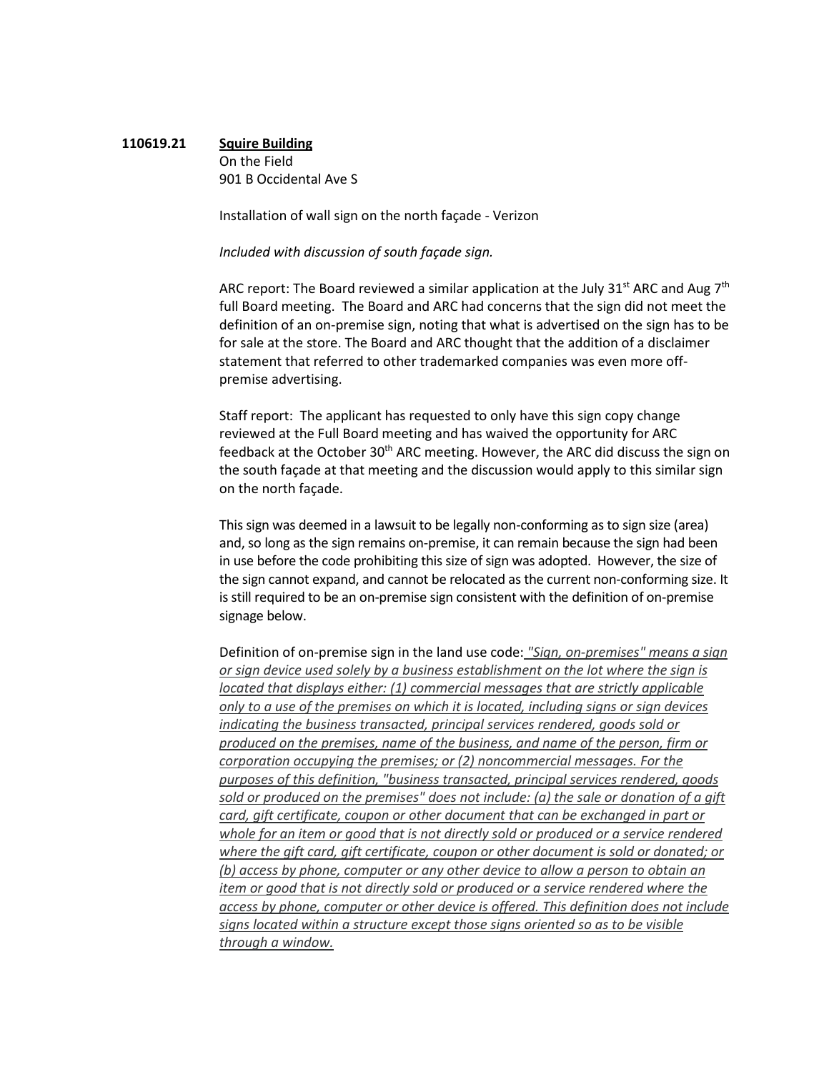**110619.21** **<u>Squire Building</u>**

On the Field
901 B Occidental Ave S

Installation of wall sign on the north façade - Verizon

*Included with discussion of south façade sign.*

ARC report: The Board reviewed a similar application at the July 31st ARC and Aug 7th full Board meeting. The Board and ARC had concerns that the sign did not meet the definition of an on-premise sign, noting that what is advertised on the sign has to be for sale at the store. The Board and ARC thought that the addition of a disclaimer statement that referred to other trademarked companies was even more off-premise advertising.

Staff report: The applicant has requested to only have this sign copy change reviewed at the Full Board meeting and has waived the opportunity for ARC feedback at the October 30th ARC meeting. However, the ARC did discuss the sign on the south façade at that meeting and the discussion would apply to this similar sign on the north façade.

This sign was deemed in a lawsuit to be legally non-conforming as to sign size (area) and, so long as the sign remains on-premise, it can remain because the sign had been in use before the code prohibiting this size of sign was adopted. However, the size of the sign cannot expand, and cannot be relocated as the current non-conforming size. It is still required to be an on-premise sign consistent with the definition of on-premise signage below.

Definition of on-premise sign in the land use code: *<u>"Sign, on-premises" means a sign or sign device used solely by a business establishment on the lot where the sign is located that displays either: (1) commercial messages that are strictly applicable only to a use of the premises on which it is located, including signs or sign devices indicating the business transacted, principal services rendered, goods sold or produced on the premises, name of the business, and name of the person, firm or corporation occupying the premises; or (2) noncommercial messages. For the purposes of this definition, "business transacted, principal services rendered, goods sold or produced on the premises" does not include: (a) the sale or donation of a gift card, gift certificate, coupon or other document that can be exchanged in part or whole for an item or good that is not directly sold or produced or a service rendered where the gift card, gift certificate, coupon or other document is sold or donated; or (b) access by phone, computer or any other device to allow a person to obtain an item or good that is not directly sold or produced or a service rendered where the access by phone, computer or other device is offered. This definition does not include signs located within a structure except those signs oriented so as to be visible through a window.</u>*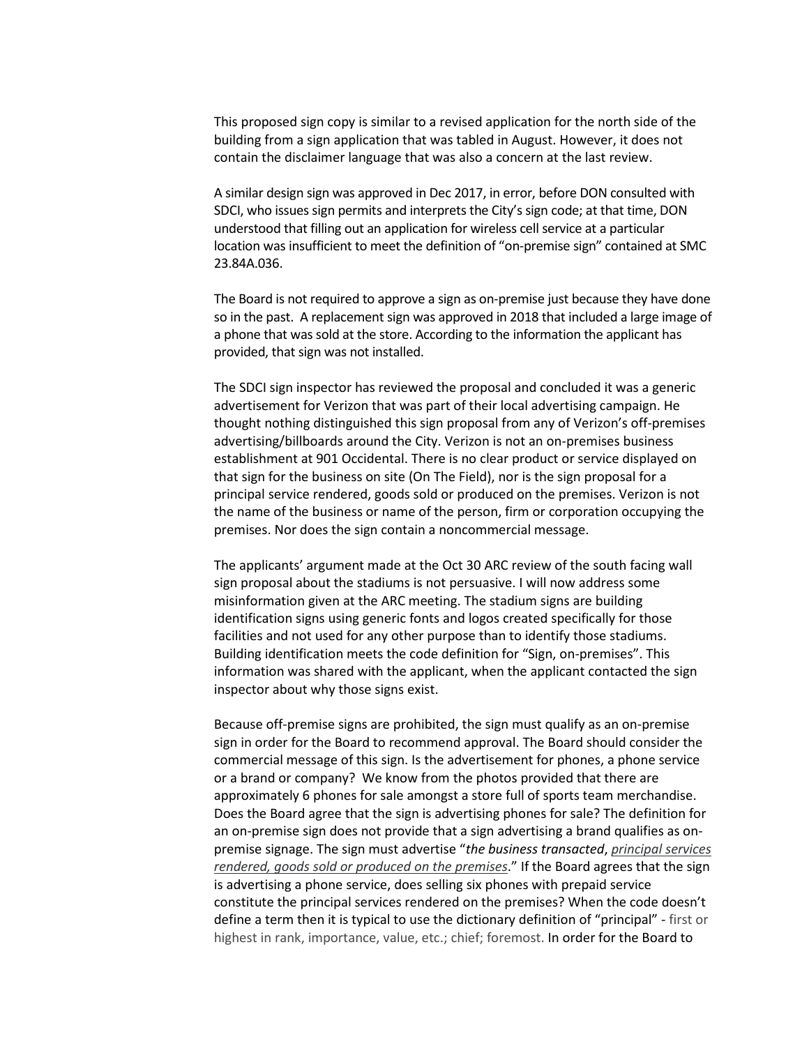This proposed sign copy is similar to a revised application for the north side of the building from a sign application that was tabled in August. However, it does not contain the disclaimer language that was also a concern at the last review.

A similar design sign was approved in Dec 2017, in error, before DON consulted with SDCI, who issues sign permits and interprets the City's sign code; at that time, DON understood that filling out an application for wireless cell service at a particular location was insufficient to meet the definition of "on-premise sign" contained at SMC 23.84A.036.

The Board is not required to approve a sign as on-premise just because they have done so in the past. A replacement sign was approved in 2018 that included a large image of a phone that was sold at the store. According to the information the applicant has provided, that sign was not installed.

The SDCI sign inspector has reviewed the proposal and concluded it was a generic advertisement for Verizon that was part of their local advertising campaign. He thought nothing distinguished this sign proposal from any of Verizon's off-premises advertising/billboards around the City. Verizon is not an on-premises business establishment at 901 Occidental. There is no clear product or service displayed on that sign for the business on site (On The Field), nor is the sign proposal for a principal service rendered, goods sold or produced on the premises. Verizon is not the name of the business or name of the person, firm or corporation occupying the premises. Nor does the sign contain a noncommercial message.

The applicants' argument made at the Oct 30 ARC review of the south facing wall sign proposal about the stadiums is not persuasive. I will now address some misinformation given at the ARC meeting. The stadium signs are building identification signs using generic fonts and logos created specifically for those facilities and not used for any other purpose than to identify those stadiums. Building identification meets the code definition for "Sign, on-premises". This information was shared with the applicant, when the applicant contacted the sign inspector about why those signs exist.

Because off-premise signs are prohibited, the sign must qualify as an on-premise sign in order for the Board to recommend approval. The Board should consider the commercial message of this sign. Is the advertisement for phones, a phone service or a brand or company? We know from the photos provided that there are approximately 6 phones for sale amongst a store full of sports team merchandise. Does the Board agree that the sign is advertising phones for sale? The definition for an on-premise sign does not provide that a sign advertising a brand qualifies as on-premise signage. The sign must advertise "*the business transacted*, ***principal services rendered, goods sold or produced on the premises***." If the Board agrees that the sign is advertising a phone service, does selling six phones with prepaid service constitute the principal services rendered on the premises? When the code doesn't define a term then it is typical to use the dictionary definition of "principal" - first or highest in rank, importance, value, etc.; chief; foremost. In order for the Board to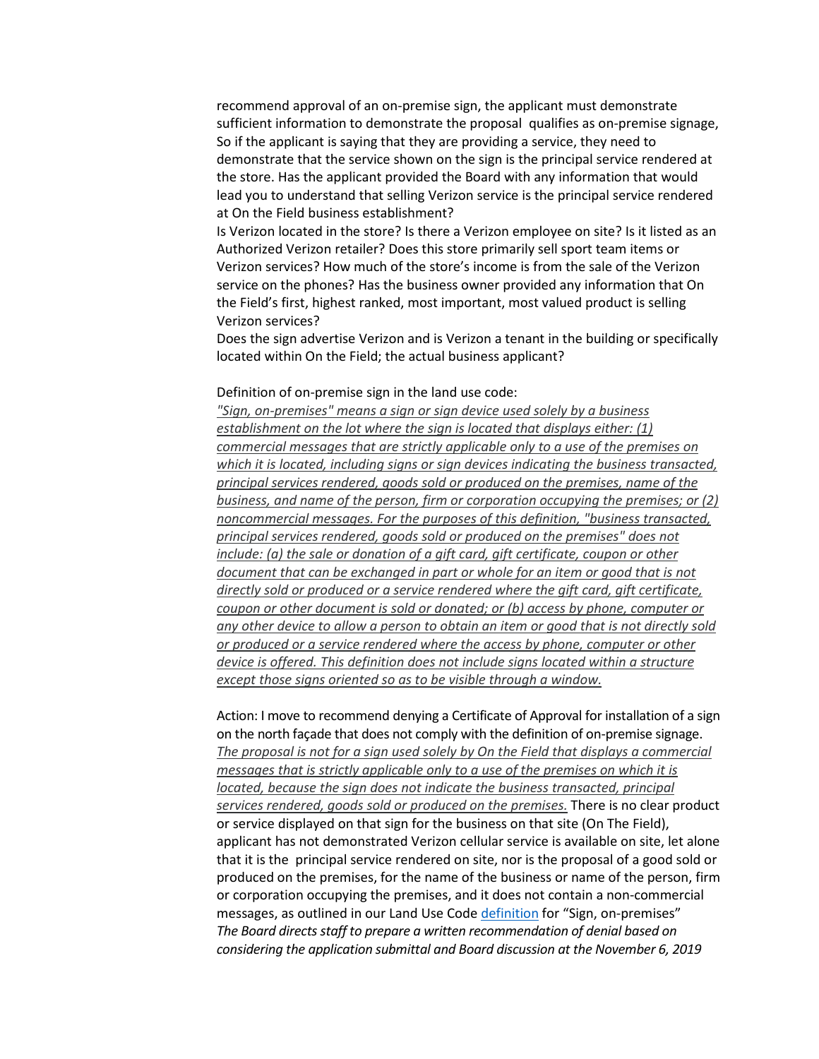recommend approval of an on-premise sign, the applicant must demonstrate sufficient information to demonstrate the proposal qualifies as on-premise signage, So if the applicant is saying that they are providing a service, they need to demonstrate that the service shown on the sign is the principal service rendered at the store. Has the applicant provided the Board with any information that would lead you to understand that selling Verizon service is the principal service rendered at On the Field business establishment?

Is Verizon located in the store? Is there a Verizon employee on site? Is it listed as an Authorized Verizon retailer? Does this store primarily sell sport team items or Verizon services? How much of the store's income is from the sale of the Verizon service on the phones? Has the business owner provided any information that On the Field's first, highest ranked, most important, most valued product is selling Verizon services?

Does the sign advertise Verizon and is Verizon a tenant in the building or specifically located within On the Field; the actual business applicant?

Definition of on-premise sign in the land use code:

*"Sign, on-premises" means a sign or sign device used solely by a business establishment on the lot where the sign is located that displays either: (1) commercial messages that are strictly applicable only to a use of the premises on which it is located, including signs or sign devices indicating the business transacted, principal services rendered, goods sold or produced on the premises, name of the business, and name of the person, firm or corporation occupying the premises; or (2) noncommercial messages. For the purposes of this definition, "business transacted, principal services rendered, goods sold or produced on the premises" does not include: (a) the sale or donation of a gift card, gift certificate, coupon or other document that can be exchanged in part or whole for an item or good that is not directly sold or produced or a service rendered where the gift card, gift certificate, coupon or other document is sold or donated; or (b) access by phone, computer or any other device to allow a person to obtain an item or good that is not directly sold or produced or a service rendered where the access by phone, computer or other device is offered. This definition does not include signs located within a structure except those signs oriented so as to be visible through a window.*

Action: I move to recommend denying a Certificate of Approval for installation of a sign on the north façade that does not comply with the definition of on-premise signage. *The proposal is not for a sign used solely by On the Field that displays a commercial messages that is strictly applicable only to a use of the premises on which it is located, because the sign does not indicate the business transacted, principal services rendered, goods sold or produced on the premises.* There is no clear product or service displayed on that sign for the business on that site (On The Field), applicant has not demonstrated Verizon cellular service is available on site, let alone that it is the principal service rendered on site, nor is the proposal of a good sold or produced on the premises, for the name of the business or name of the person, firm or corporation occupying the premises, and it does not contain a non-commercial messages, as outlined in our Land Use Code definition for "Sign, on-premises" *The Board directs staff to prepare a written recommendation of denial based on considering the application submittal and Board discussion at the November 6, 2019*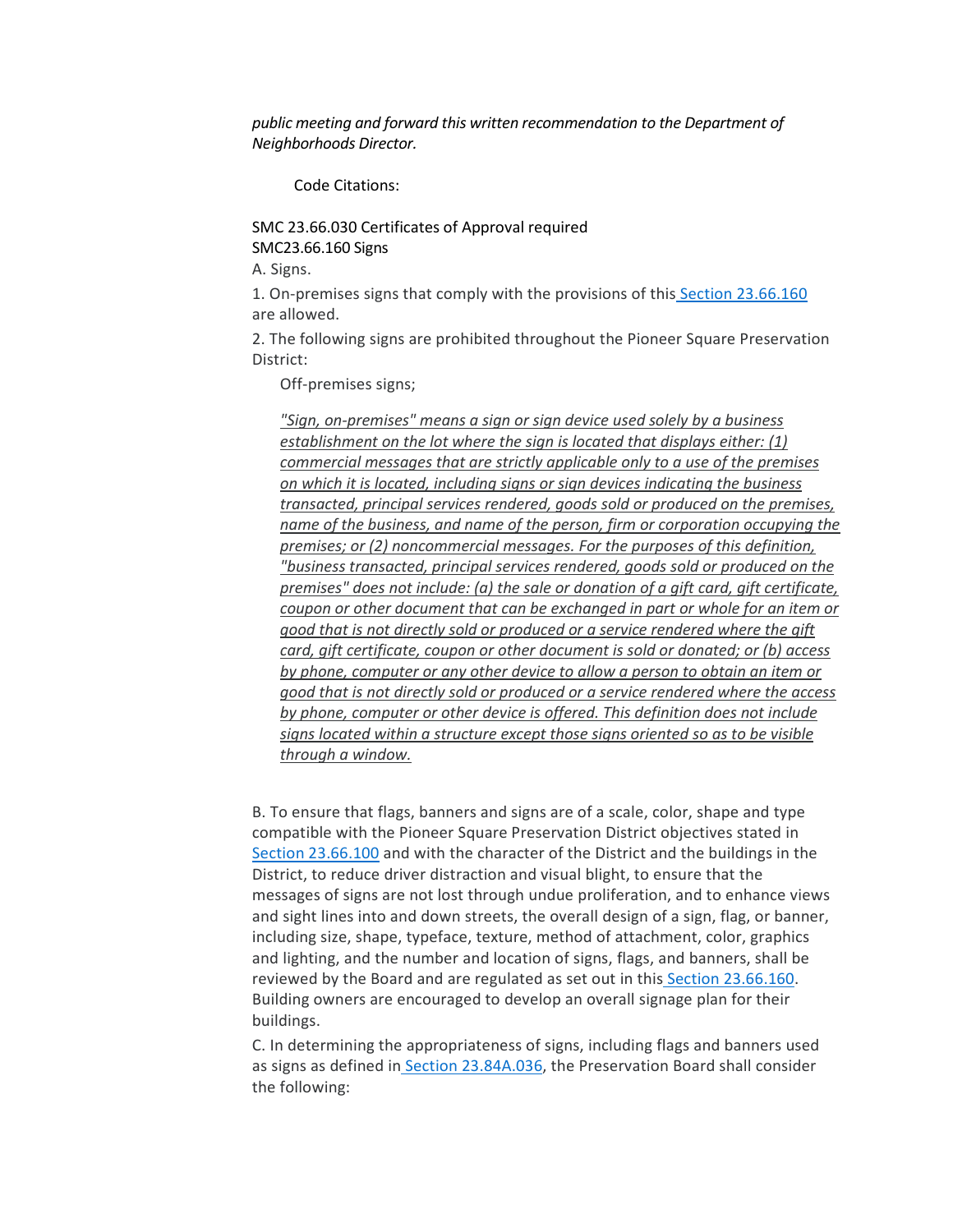*public meeting and forward this written recommendation to the Department of Neighborhoods Director.*

Code Citations:

SMC 23.66.030 Certificates of Approval required
SMC23.66.160 Signs

A. Signs.

1. On-premises signs that comply with the provisions of this Section 23.66.160 are allowed.

2. The following signs are prohibited throughout the Pioneer Square Preservation District:

Off-premises signs;

*"Sign, on-premises" means a sign or sign device used solely by a business establishment on the lot where the sign is located that displays either: (1) commercial messages that are strictly applicable only to a use of the premises on which it is located, including signs or sign devices indicating the business transacted, principal services rendered, goods sold or produced on the premises, name of the business, and name of the person, firm or corporation occupying the premises; or (2) noncommercial messages. For the purposes of this definition, "business transacted, principal services rendered, goods sold or produced on the premises" does not include: (a) the sale or donation of a gift card, gift certificate, coupon or other document that can be exchanged in part or whole for an item or good that is not directly sold or produced or a service rendered where the gift card, gift certificate, coupon or other document is sold or donated; or (b) access by phone, computer or any other device to allow a person to obtain an item or good that is not directly sold or produced or a service rendered where the access by phone, computer or other device is offered. This definition does not include signs located within a structure except those signs oriented so as to be visible through a window.*

B. To ensure that flags, banners and signs are of a scale, color, shape and type compatible with the Pioneer Square Preservation District objectives stated in Section 23.66.100 and with the character of the District and the buildings in the District, to reduce driver distraction and visual blight, to ensure that the messages of signs are not lost through undue proliferation, and to enhance views and sight lines into and down streets, the overall design of a sign, flag, or banner, including size, shape, typeface, texture, method of attachment, color, graphics and lighting, and the number and location of signs, flags, and banners, shall be reviewed by the Board and are regulated as set out in this Section 23.66.160. Building owners are encouraged to develop an overall signage plan for their buildings.

C. In determining the appropriateness of signs, including flags and banners used as signs as defined in Section 23.84A.036, the Preservation Board shall consider the following: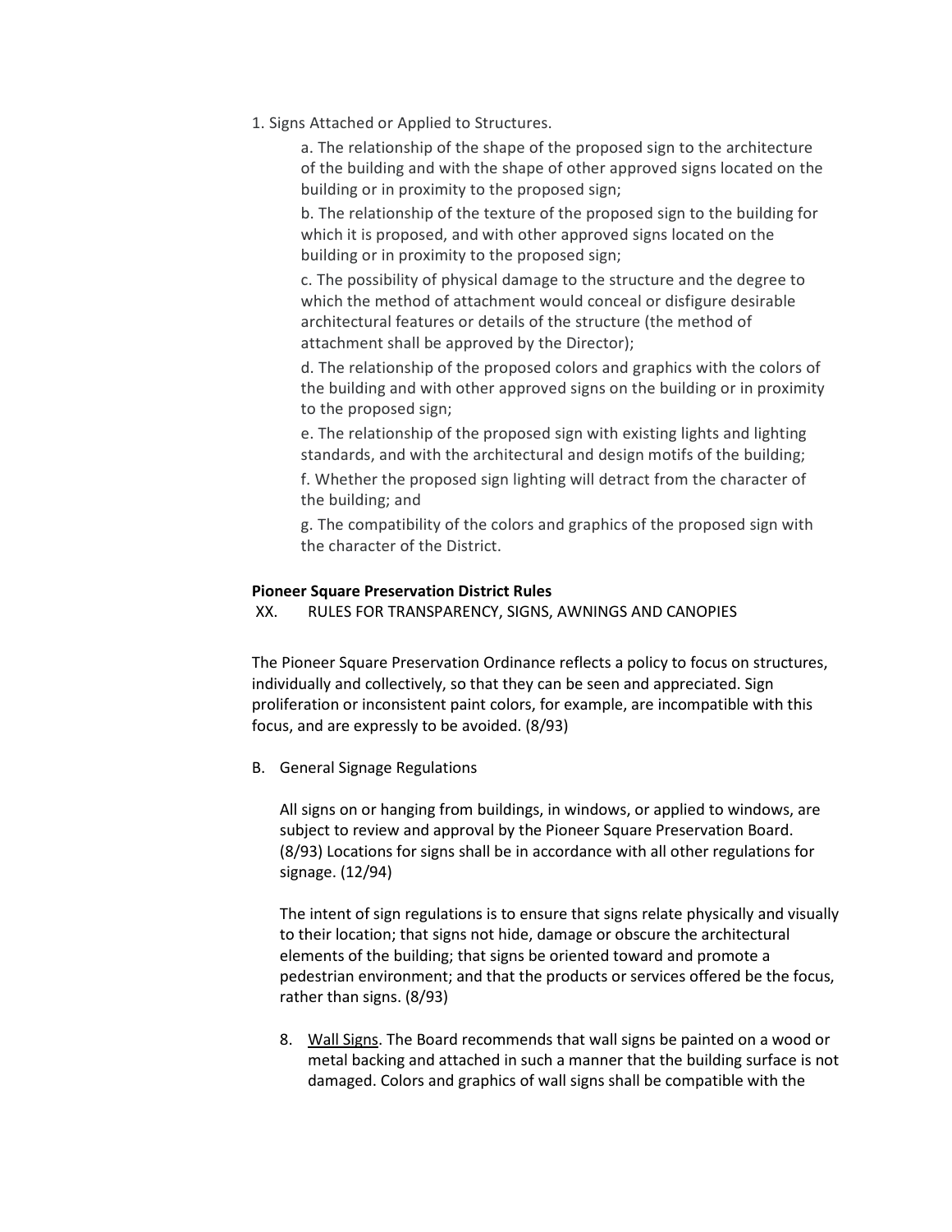1. Signs Attached or Applied to Structures.

   a. The relationship of the shape of the proposed sign to the architecture of the building and with the shape of other approved signs located on the building or in proximity to the proposed sign;

   b. The relationship of the texture of the proposed sign to the building for which it is proposed, and with other approved signs located on the building or in proximity to the proposed sign;

   c. The possibility of physical damage to the structure and the degree to which the method of attachment would conceal or disfigure desirable architectural features or details of the structure (the method of attachment shall be approved by the Director);

   d. The relationship of the proposed colors and graphics with the colors of the building and with other approved signs on the building or in proximity to the proposed sign;

   e. The relationship of the proposed sign with existing lights and lighting standards, and with the architectural and design motifs of the building;

   f. Whether the proposed sign lighting will detract from the character of the building; and

   g. The compatibility of the colors and graphics of the proposed sign with the character of the District.

**Pioneer Square Preservation District Rules**

XX. RULES FOR TRANSPARENCY, SIGNS, AWNINGS AND CANOPIES

The Pioneer Square Preservation Ordinance reflects a policy to focus on structures, individually and collectively, so that they can be seen and appreciated. Sign proliferation or inconsistent paint colors, for example, are incompatible with this focus, and are expressly to be avoided. (8/93)

B. General Signage Regulations

   All signs on or hanging from buildings, in windows, or applied to windows, are subject to review and approval by the Pioneer Square Preservation Board. (8/93) Locations for signs shall be in accordance with all other regulations for signage. (12/94)

   The intent of sign regulations is to ensure that signs relate physically and visually to their location; that signs not hide, damage or obscure the architectural elements of the building; that signs be oriented toward and promote a pedestrian environment; and that the products or services offered be the focus, rather than signs. (8/93)

   8. <u>Wall Signs</u>. The Board recommends that wall signs be painted on a wood or metal backing and attached in such a manner that the building surface is not damaged. Colors and graphics of wall signs shall be compatible with the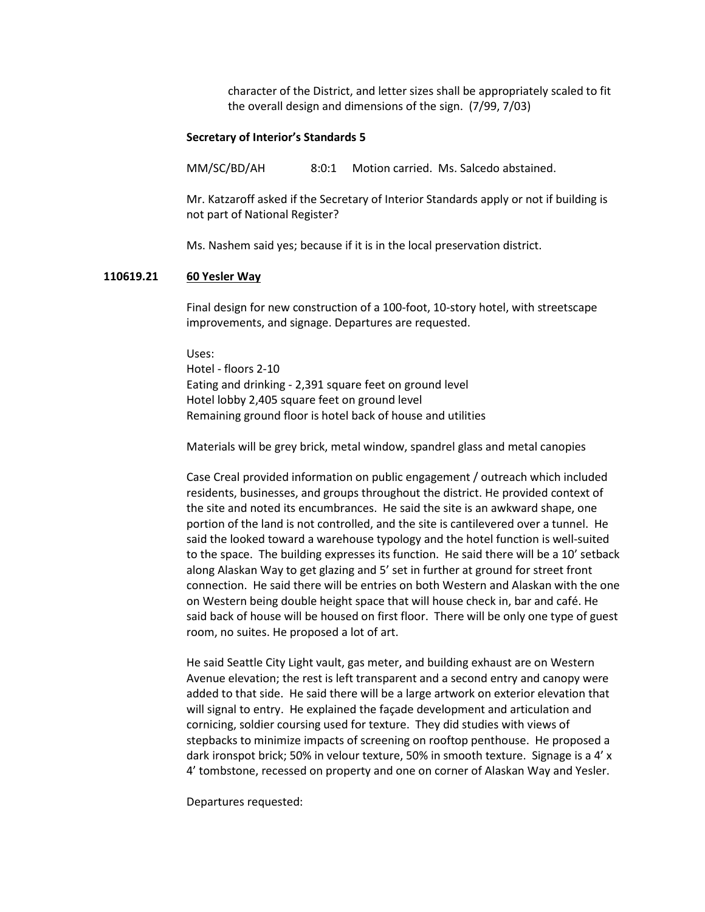character of the District, and letter sizes shall be appropriately scaled to fit the overall design and dimensions of the sign. (7/99, 7/03)

**Secretary of Interior's Standards 5**

MM/SC/BD/AH 8:0:1 Motion carried. Ms. Salcedo abstained.

Mr. Katzaroff asked if the Secretary of Interior Standards apply or not if building is not part of National Register?

Ms. Nashem said yes; because if it is in the local preservation district.

**110619.21 60 Yesler Way**

Final design for new construction of a 100-foot, 10-story hotel, with streetscape improvements, and signage. Departures are requested.

Uses:
Hotel - floors 2-10
Eating and drinking - 2,391 square feet on ground level
Hotel lobby 2,405 square feet on ground level
Remaining ground floor is hotel back of house and utilities

Materials will be grey brick, metal window, spandrel glass and metal canopies

Case Creal provided information on public engagement / outreach which included residents, businesses, and groups throughout the district. He provided context of the site and noted its encumbrances. He said the site is an awkward shape, one portion of the land is not controlled, and the site is cantilevered over a tunnel. He said the looked toward a warehouse typology and the hotel function is well-suited to the space. The building expresses its function. He said there will be a 10' setback along Alaskan Way to get glazing and 5' set in further at ground for street front connection. He said there will be entries on both Western and Alaskan with the one on Western being double height space that will house check in, bar and café. He said back of house will be housed on first floor. There will be only one type of guest room, no suites. He proposed a lot of art.

He said Seattle City Light vault, gas meter, and building exhaust are on Western Avenue elevation; the rest is left transparent and a second entry and canopy were added to that side. He said there will be a large artwork on exterior elevation that will signal to entry. He explained the façade development and articulation and cornicing, soldier coursing used for texture. They did studies with views of stepbacks to minimize impacts of screening on rooftop penthouse. He proposed a dark ironspot brick; 50% in velour texture, 50% in smooth texture. Signage is a 4' x 4' tombstone, recessed on property and one on corner of Alaskan Way and Yesler.

Departures requested: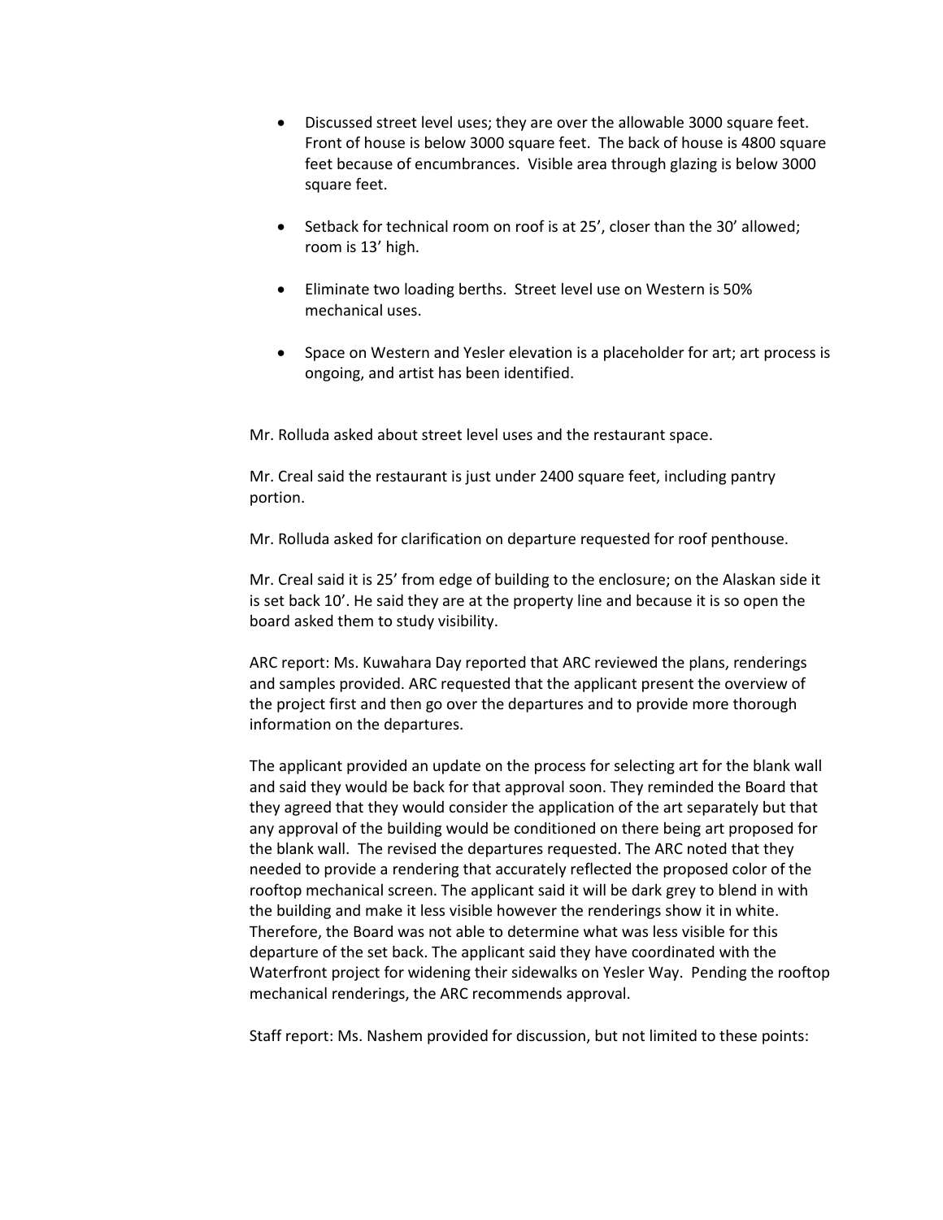- Discussed street level uses; they are over the allowable 3000 square feet. Front of house is below 3000 square feet. The back of house is 4800 square feet because of encumbrances. Visible area through glazing is below 3000 square feet.

- Setback for technical room on roof is at 25', closer than the 30' allowed; room is 13' high.

- Eliminate two loading berths. Street level use on Western is 50% mechanical uses.

- Space on Western and Yesler elevation is a placeholder for art; art process is ongoing, and artist has been identified.

Mr. Rolluda asked about street level uses and the restaurant space.

Mr. Creal said the restaurant is just under 2400 square feet, including pantry portion.

Mr. Rolluda asked for clarification on departure requested for roof penthouse.

Mr. Creal said it is 25' from edge of building to the enclosure; on the Alaskan side it is set back 10'. He said they are at the property line and because it is so open the board asked them to study visibility.

ARC report: Ms. Kuwahara Day reported that ARC reviewed the plans, renderings and samples provided. ARC requested that the applicant present the overview of the project first and then go over the departures and to provide more thorough information on the departures.

The applicant provided an update on the process for selecting art for the blank wall and said they would be back for that approval soon. They reminded the Board that they agreed that they would consider the application of the art separately but that any approval of the building would be conditioned on there being art proposed for the blank wall. The revised the departures requested. The ARC noted that they needed to provide a rendering that accurately reflected the proposed color of the rooftop mechanical screen. The applicant said it will be dark grey to blend in with the building and make it less visible however the renderings show it in white. Therefore, the Board was not able to determine what was less visible for this departure of the set back. The applicant said they have coordinated with the Waterfront project for widening their sidewalks on Yesler Way. Pending the rooftop mechanical renderings, the ARC recommends approval.

Staff report: Ms. Nashem provided for discussion, but not limited to these points: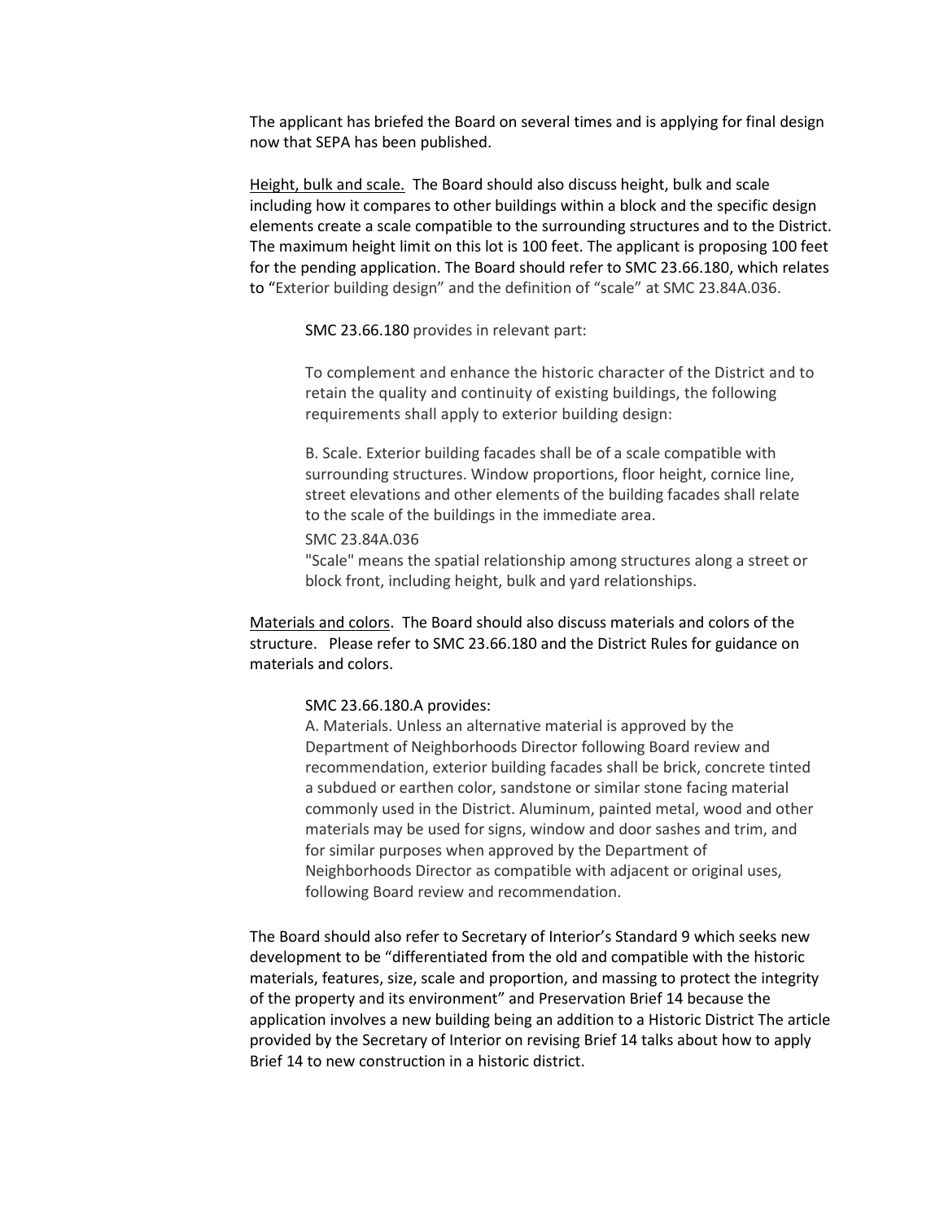The applicant has briefed the Board on several times and is applying for final design now that SEPA has been published.

Height, bulk and scale. The Board should also discuss height, bulk and scale including how it compares to other buildings within a block and the specific design elements create a scale compatible to the surrounding structures and to the District. The maximum height limit on this lot is 100 feet. The applicant is proposing 100 feet for the pending application. The Board should refer to SMC 23.66.180, which relates to "Exterior building design" and the definition of "scale" at SMC 23.84A.036.

> SMC 23.66.180 provides in relevant part:
>
> To complement and enhance the historic character of the District and to retain the quality and continuity of existing buildings, the following requirements shall apply to exterior building design:
>
> B. Scale. Exterior building facades shall be of a scale compatible with surrounding structures. Window proportions, floor height, cornice line, street elevations and other elements of the building facades shall relate to the scale of the buildings in the immediate area.
>
> SMC 23.84A.036
> "Scale" means the spatial relationship among structures along a street or block front, including height, bulk and yard relationships.

Materials and colors. The Board should also discuss materials and colors of the structure. Please refer to SMC 23.66.180 and the District Rules for guidance on materials and colors.

> SMC 23.66.180.A provides:
> A. Materials. Unless an alternative material is approved by the Department of Neighborhoods Director following Board review and recommendation, exterior building facades shall be brick, concrete tinted a subdued or earthen color, sandstone or similar stone facing material commonly used in the District. Aluminum, painted metal, wood and other materials may be used for signs, window and door sashes and trim, and for similar purposes when approved by the Department of Neighborhoods Director as compatible with adjacent or original uses, following Board review and recommendation.

The Board should also refer to Secretary of Interior's Standard 9 which seeks new development to be "differentiated from the old and compatible with the historic materials, features, size, scale and proportion, and massing to protect the integrity of the property and its environment" and Preservation Brief 14 because the application involves a new building being an addition to a Historic District The article provided by the Secretary of Interior on revising Brief 14 talks about how to apply Brief 14 to new construction in a historic district.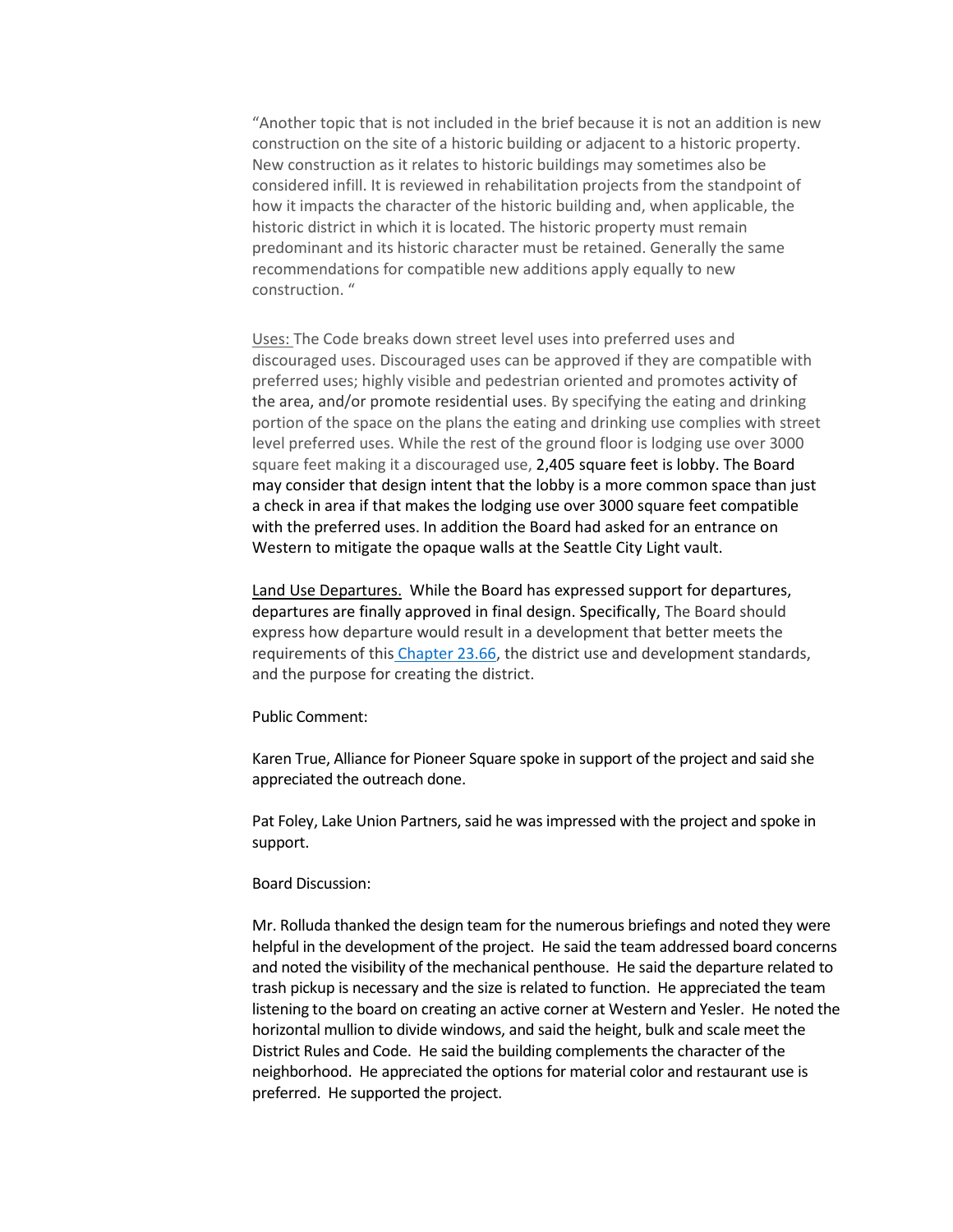"Another topic that is not included in the brief because it is not an addition is new construction on the site of a historic building or adjacent to a historic property. New construction as it relates to historic buildings may sometimes also be considered infill. It is reviewed in rehabilitation projects from the standpoint of how it impacts the character of the historic building and, when applicable, the historic district in which it is located. The historic property must remain predominant and its historic character must be retained. Generally the same recommendations for compatible new additions apply equally to new construction. "

Uses: The Code breaks down street level uses into preferred uses and discouraged uses. Discouraged uses can be approved if they are compatible with preferred uses; highly visible and pedestrian oriented and promotes activity of the area, and/or promote residential uses. By specifying the eating and drinking portion of the space on the plans the eating and drinking use complies with street level preferred uses. While the rest of the ground floor is lodging use over 3000 square feet making it a discouraged use, 2,405 square feet is lobby. The Board may consider that design intent that the lobby is a more common space than just a check in area if that makes the lodging use over 3000 square feet compatible with the preferred uses. In addition the Board had asked for an entrance on Western to mitigate the opaque walls at the Seattle City Light vault.

Land Use Departures. While the Board has expressed support for departures, departures are finally approved in final design. Specifically, The Board should express how departure would result in a development that better meets the requirements of this Chapter 23.66, the district use and development standards, and the purpose for creating the district.

Public Comment:

Karen True, Alliance for Pioneer Square spoke in support of the project and said she appreciated the outreach done.

Pat Foley, Lake Union Partners, said he was impressed with the project and spoke in support.

Board Discussion:

Mr. Rolluda thanked the design team for the numerous briefings and noted they were helpful in the development of the project. He said the team addressed board concerns and noted the visibility of the mechanical penthouse. He said the departure related to trash pickup is necessary and the size is related to function. He appreciated the team listening to the board on creating an active corner at Western and Yesler. He noted the horizontal mullion to divide windows, and said the height, bulk and scale meet the District Rules and Code. He said the building complements the character of the neighborhood. He appreciated the options for material color and restaurant use is preferred. He supported the project.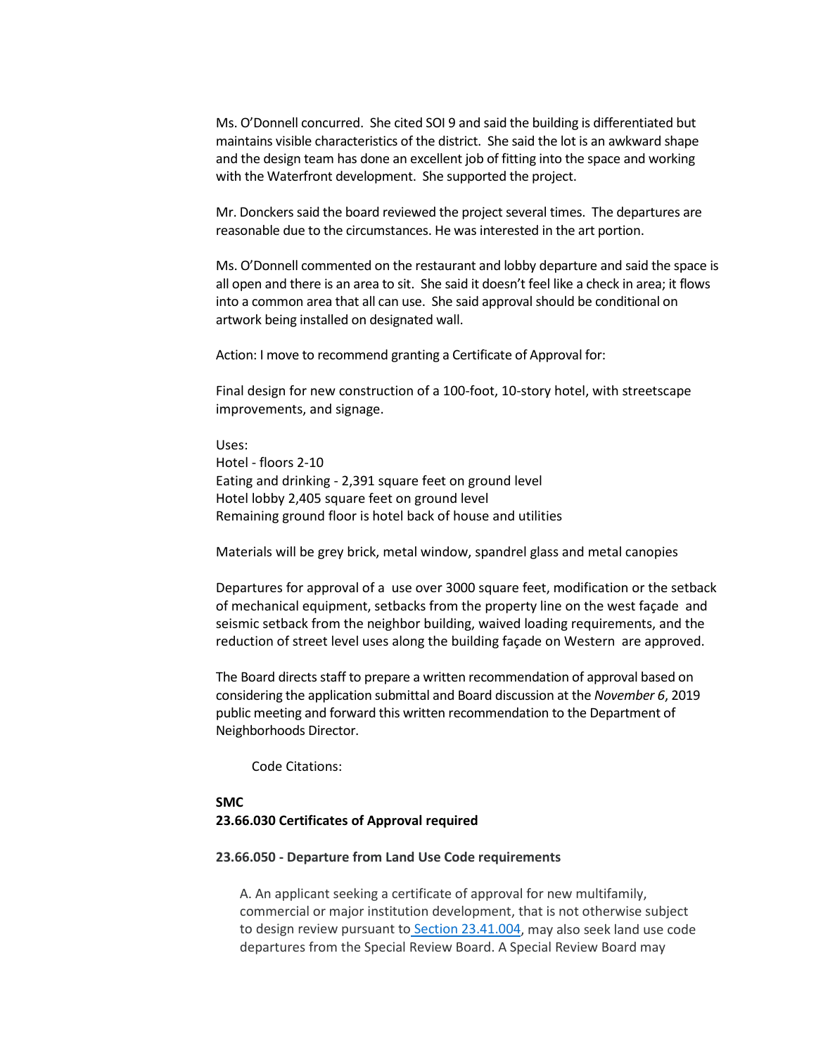Ms. O'Donnell concurred. She cited SOI 9 and said the building is differentiated but maintains visible characteristics of the district. She said the lot is an awkward shape and the design team has done an excellent job of fitting into the space and working with the Waterfront development. She supported the project.

Mr. Donckers said the board reviewed the project several times. The departures are reasonable due to the circumstances. He was interested in the art portion.

Ms. O'Donnell commented on the restaurant and lobby departure and said the space is all open and there is an area to sit. She said it doesn't feel like a check in area; it flows into a common area that all can use. She said approval should be conditional on artwork being installed on designated wall.

Action: I move to recommend granting a Certificate of Approval for:

Final design for new construction of a 100-foot, 10-story hotel, with streetscape improvements, and signage.

Uses:
Hotel - floors 2-10
Eating and drinking - 2,391 square feet on ground level
Hotel lobby 2,405 square feet on ground level
Remaining ground floor is hotel back of house and utilities

Materials will be grey brick, metal window, spandrel glass and metal canopies

Departures for approval of a use over 3000 square feet, modification or the setback of mechanical equipment, setbacks from the property line on the west façade and seismic setback from the neighbor building, waived loading requirements, and the reduction of street level uses along the building façade on Western are approved.

The Board directs staff to prepare a written recommendation of approval based on considering the application submittal and Board discussion at the *November 6*, 2019 public meeting and forward this written recommendation to the Department of Neighborhoods Director.

Code Citations:

**SMC**
**23.66.030 Certificates of Approval required**

**23.66.050 - Departure from Land Use Code requirements**

A. An applicant seeking a certificate of approval for new multifamily, commercial or major institution development, that is not otherwise subject to design review pursuant to Section 23.41.004, may also seek land use code departures from the Special Review Board. A Special Review Board may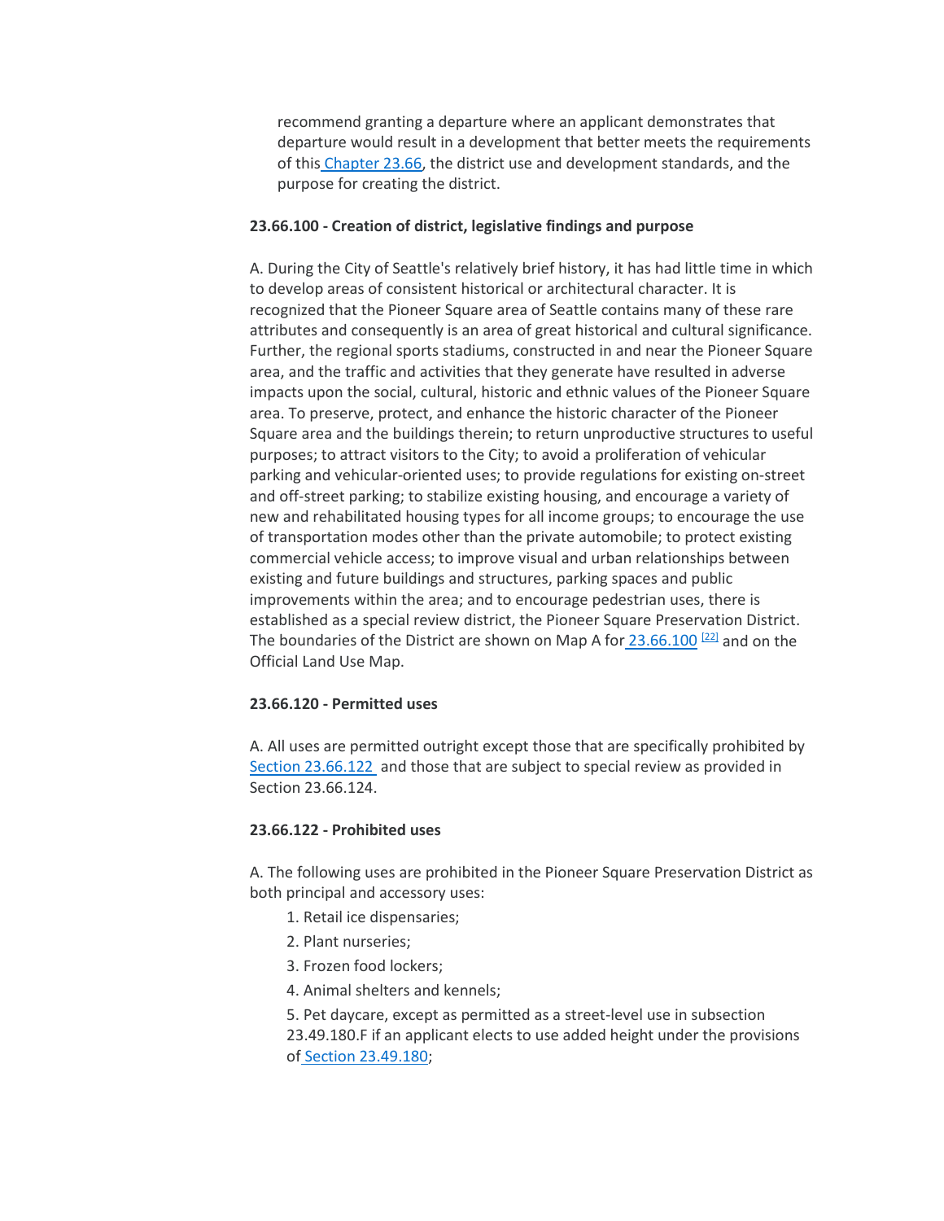recommend granting a departure where an applicant demonstrates that departure would result in a development that better meets the requirements of this Chapter 23.66, the district use and development standards, and the purpose for creating the district.

**23.66.100 - Creation of district, legislative findings and purpose**

A. During the City of Seattle's relatively brief history, it has had little time in which to develop areas of consistent historical or architectural character. It is recognized that the Pioneer Square area of Seattle contains many of these rare attributes and consequently is an area of great historical and cultural significance. Further, the regional sports stadiums, constructed in and near the Pioneer Square area, and the traffic and activities that they generate have resulted in adverse impacts upon the social, cultural, historic and ethnic values of the Pioneer Square area. To preserve, protect, and enhance the historic character of the Pioneer Square area and the buildings therein; to return unproductive structures to useful purposes; to attract visitors to the City; to avoid a proliferation of vehicular parking and vehicular-oriented uses; to provide regulations for existing on-street and off-street parking; to stabilize existing housing, and encourage a variety of new and rehabilitated housing types for all income groups; to encourage the use of transportation modes other than the private automobile; to protect existing commercial vehicle access; to improve visual and urban relationships between existing and future buildings and structures, parking spaces and public improvements within the area; and to encourage pedestrian uses, there is established as a special review district, the Pioneer Square Preservation District. The boundaries of the District are shown on Map A for 23.66.100 [22] and on the Official Land Use Map.

**23.66.120 - Permitted uses**

A. All uses are permitted outright except those that are specifically prohibited by Section 23.66.122 and those that are subject to special review as provided in Section 23.66.124.

**23.66.122 - Prohibited uses**

A. The following uses are prohibited in the Pioneer Square Preservation District as both principal and accessory uses:

1. Retail ice dispensaries;
2. Plant nurseries;
3. Frozen food lockers;
4. Animal shelters and kennels;
5. Pet daycare, except as permitted as a street-level use in subsection 23.49.180.F if an applicant elects to use added height under the provisions of Section 23.49.180;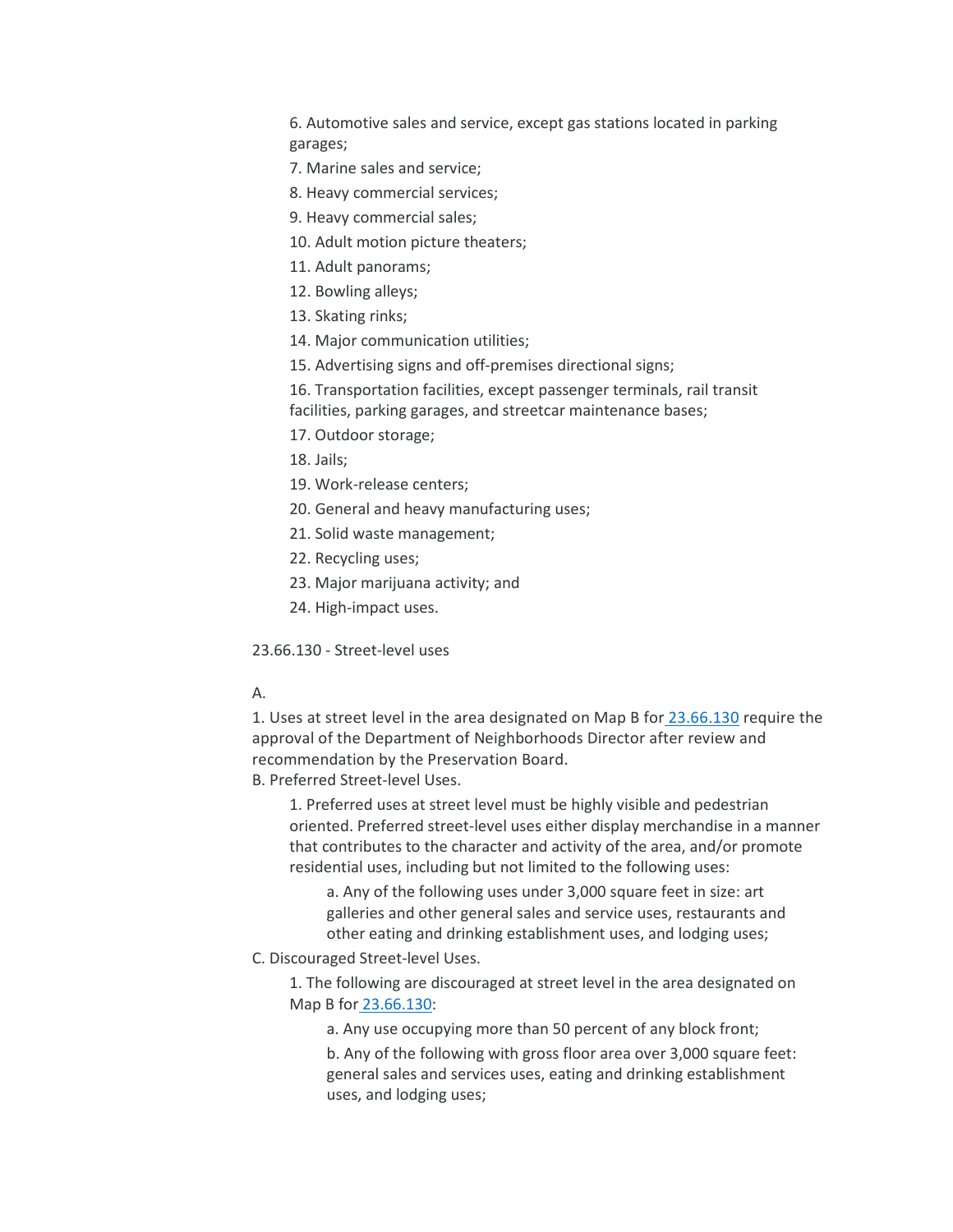6. Automotive sales and service, except gas stations located in parking garages;

7. Marine sales and service;

8. Heavy commercial services;

9. Heavy commercial sales;

10. Adult motion picture theaters;

11. Adult panorams;

12. Bowling alleys;

13. Skating rinks;

14. Major communication utilities;

15. Advertising signs and off-premises directional signs;

16. Transportation facilities, except passenger terminals, rail transit facilities, parking garages, and streetcar maintenance bases;

17. Outdoor storage;

18. Jails;

19. Work-release centers;

20. General and heavy manufacturing uses;

21. Solid waste management;

22. Recycling uses;

23. Major marijuana activity; and

24. High-impact uses.

23.66.130 - Street-level uses

A.

1. Uses at street level in the area designated on Map B for 23.66.130 require the approval of the Department of Neighborhoods Director after review and recommendation by the Preservation Board.

B. Preferred Street-level Uses.

1. Preferred uses at street level must be highly visible and pedestrian oriented. Preferred street-level uses either display merchandise in a manner that contributes to the character and activity of the area, and/or promote residential uses, including but not limited to the following uses:

a. Any of the following uses under 3,000 square feet in size: art galleries and other general sales and service uses, restaurants and other eating and drinking establishment uses, and lodging uses;

C. Discouraged Street-level Uses.

1. The following are discouraged at street level in the area designated on Map B for 23.66.130:

a. Any use occupying more than 50 percent of any block front;

b. Any of the following with gross floor area over 3,000 square feet: general sales and services uses, eating and drinking establishment uses, and lodging uses;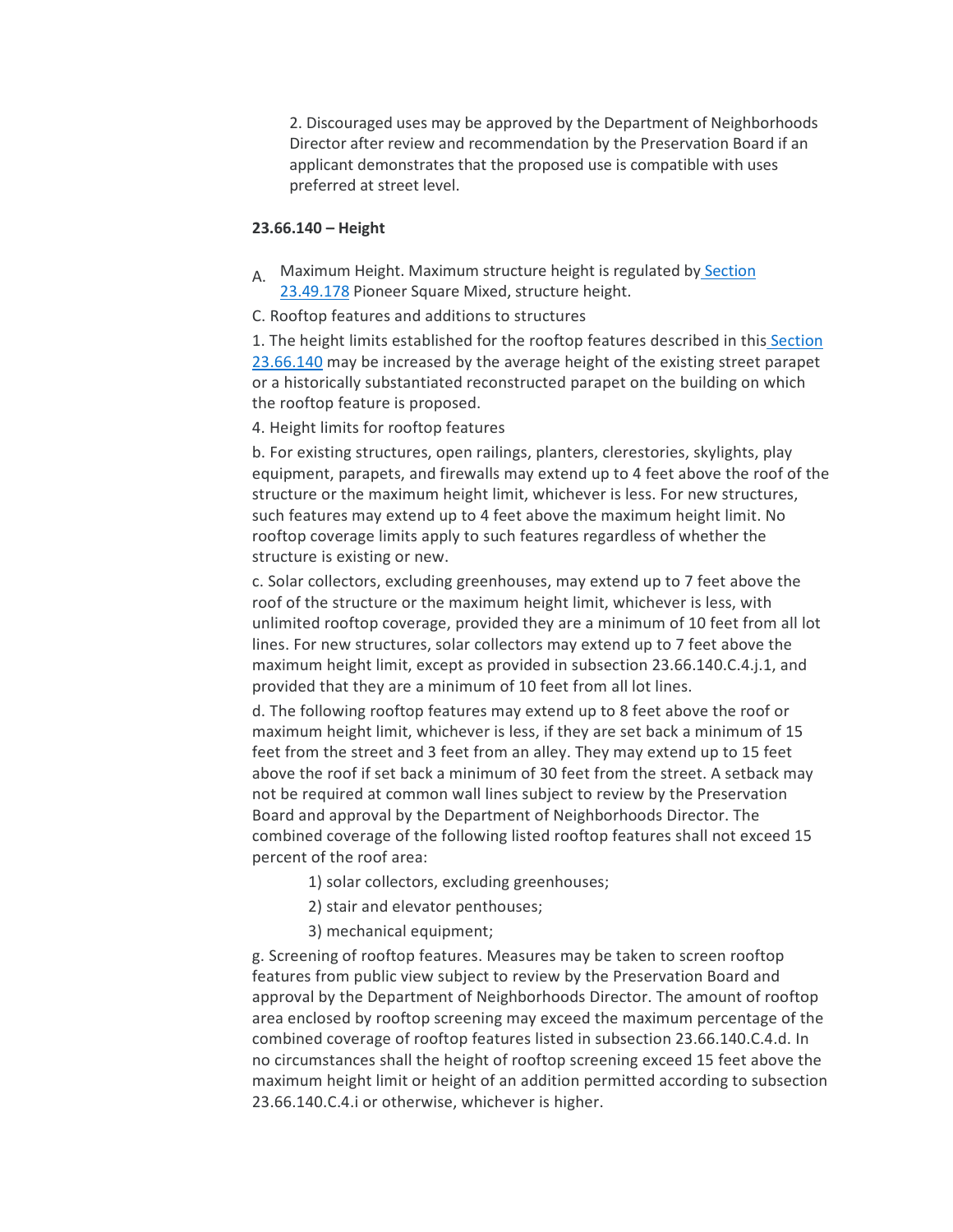2. Discouraged uses may be approved by the Department of Neighborhoods Director after review and recommendation by the Preservation Board if an applicant demonstrates that the proposed use is compatible with uses preferred at street level.

**23.66.140 – Height**

A. Maximum Height. Maximum structure height is regulated by Section 23.49.178 Pioneer Square Mixed, structure height.

C. Rooftop features and additions to structures

1. The height limits established for the rooftop features described in this Section 23.66.140 may be increased by the average height of the existing street parapet or a historically substantiated reconstructed parapet on the building on which the rooftop feature is proposed.

4. Height limits for rooftop features

b. For existing structures, open railings, planters, clerestories, skylights, play equipment, parapets, and firewalls may extend up to 4 feet above the roof of the structure or the maximum height limit, whichever is less. For new structures, such features may extend up to 4 feet above the maximum height limit. No rooftop coverage limits apply to such features regardless of whether the structure is existing or new.

c. Solar collectors, excluding greenhouses, may extend up to 7 feet above the roof of the structure or the maximum height limit, whichever is less, with unlimited rooftop coverage, provided they are a minimum of 10 feet from all lot lines. For new structures, solar collectors may extend up to 7 feet above the maximum height limit, except as provided in subsection 23.66.140.C.4.j.1, and provided that they are a minimum of 10 feet from all lot lines.

d. The following rooftop features may extend up to 8 feet above the roof or maximum height limit, whichever is less, if they are set back a minimum of 15 feet from the street and 3 feet from an alley. They may extend up to 15 feet above the roof if set back a minimum of 30 feet from the street. A setback may not be required at common wall lines subject to review by the Preservation Board and approval by the Department of Neighborhoods Director. The combined coverage of the following listed rooftop features shall not exceed 15 percent of the roof area:

1) solar collectors, excluding greenhouses;

2) stair and elevator penthouses;

3) mechanical equipment;

g. Screening of rooftop features. Measures may be taken to screen rooftop features from public view subject to review by the Preservation Board and approval by the Department of Neighborhoods Director. The amount of rooftop area enclosed by rooftop screening may exceed the maximum percentage of the combined coverage of rooftop features listed in subsection 23.66.140.C.4.d. In no circumstances shall the height of rooftop screening exceed 15 feet above the maximum height limit or height of an addition permitted according to subsection 23.66.140.C.4.i or otherwise, whichever is higher.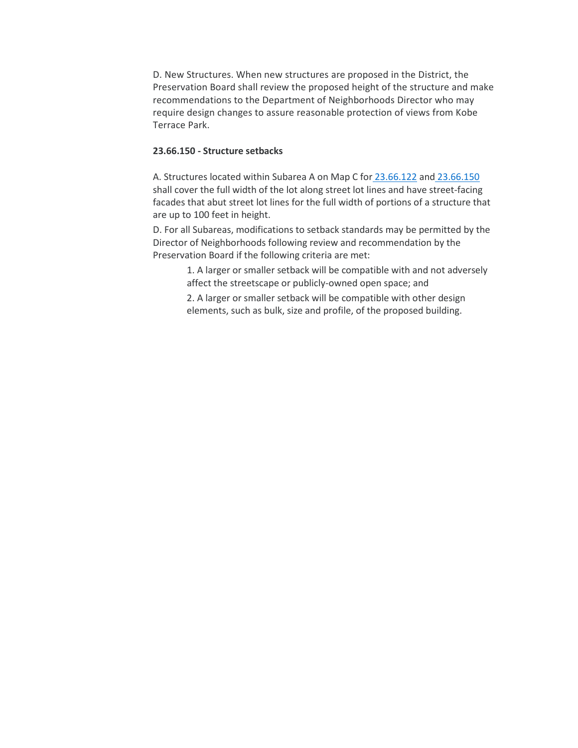D. New Structures. When new structures are proposed in the District, the Preservation Board shall review the proposed height of the structure and make recommendations to the Department of Neighborhoods Director who may require design changes to assure reasonable protection of views from Kobe Terrace Park.

**23.66.150 - Structure setbacks**

A. Structures located within Subarea A on Map C for 23.66.122 and 23.66.150 shall cover the full width of the lot along street lot lines and have street-facing facades that abut street lot lines for the full width of portions of a structure that are up to 100 feet in height.

D. For all Subareas, modifications to setback standards may be permitted by the Director of Neighborhoods following review and recommendation by the Preservation Board if the following criteria are met:

> 1. A larger or smaller setback will be compatible with and not adversely affect the streetscape or publicly-owned open space; and
>
> 2. A larger or smaller setback will be compatible with other design elements, such as bulk, size and profile, of the proposed building.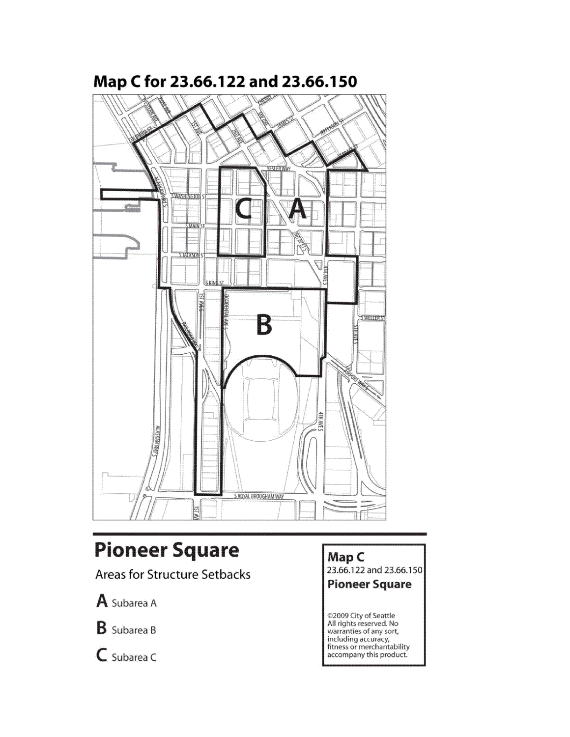# Map C for 23.66.122 and 23.66.150

## Pioneer Square

Areas for Structure Setbacks

**A** Subarea A

**B** Subarea B

**C** Subarea C

**Map C**
23.66.122 and 23.66.150
**Pioneer Square**

©2009 City of Seattle
All rights reserved. No warranties of any sort, including accuracy, fitness or merchantability accompany this product.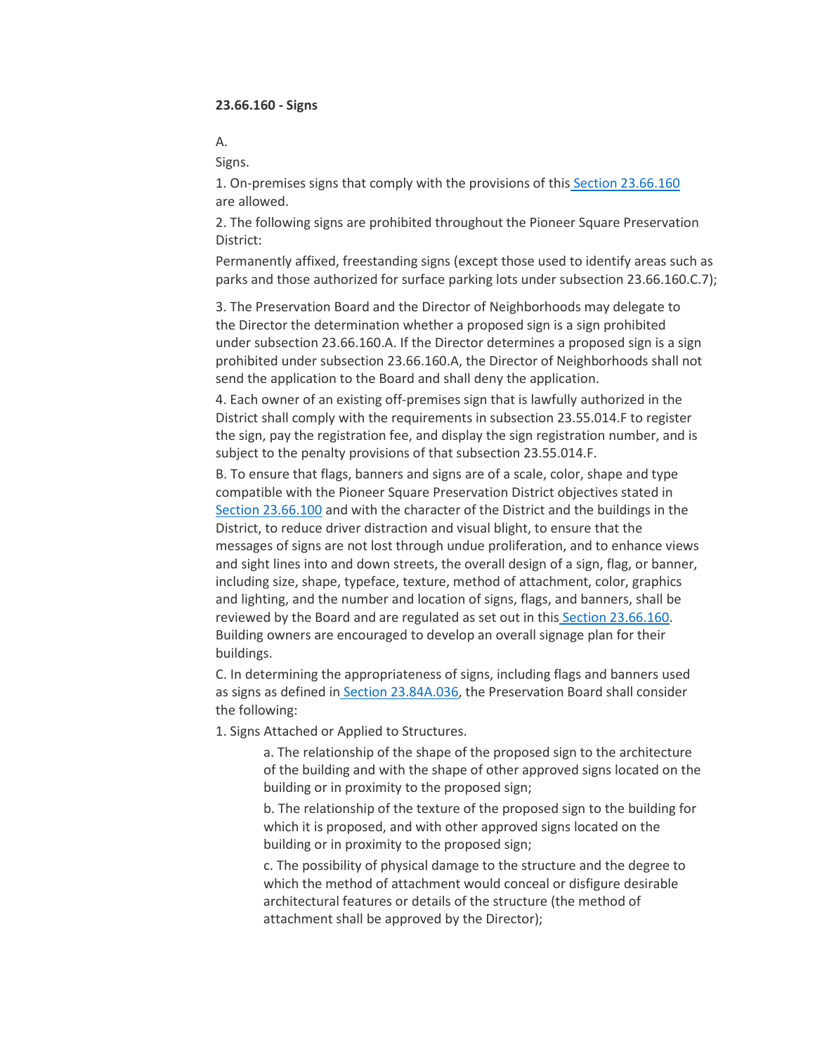**23.66.160 - Signs**

A.

Signs.

1. On-premises signs that comply with the provisions of this Section 23.66.160 are allowed.

2. The following signs are prohibited throughout the Pioneer Square Preservation District:

Permanently affixed, freestanding signs (except those used to identify areas such as parks and those authorized for surface parking lots under subsection 23.66.160.C.7);

3. The Preservation Board and the Director of Neighborhoods may delegate to the Director the determination whether a proposed sign is a sign prohibited under subsection 23.66.160.A. If the Director determines a proposed sign is a sign prohibited under subsection 23.66.160.A, the Director of Neighborhoods shall not send the application to the Board and shall deny the application.

4. Each owner of an existing off-premises sign that is lawfully authorized in the District shall comply with the requirements in subsection 23.55.014.F to register the sign, pay the registration fee, and display the sign registration number, and is subject to the penalty provisions of that subsection 23.55.014.F.

B. To ensure that flags, banners and signs are of a scale, color, shape and type compatible with the Pioneer Square Preservation District objectives stated in Section 23.66.100 and with the character of the District and the buildings in the District, to reduce driver distraction and visual blight, to ensure that the messages of signs are not lost through undue proliferation, and to enhance views and sight lines into and down streets, the overall design of a sign, flag, or banner, including size, shape, typeface, texture, method of attachment, color, graphics and lighting, and the number and location of signs, flags, and banners, shall be reviewed by the Board and are regulated as set out in this Section 23.66.160. Building owners are encouraged to develop an overall signage plan for their buildings.

C. In determining the appropriateness of signs, including flags and banners used as signs as defined in Section 23.84A.036, the Preservation Board shall consider the following:

1. Signs Attached or Applied to Structures.

   a. The relationship of the shape of the proposed sign to the architecture of the building and with the shape of other approved signs located on the building or in proximity to the proposed sign;

   b. The relationship of the texture of the proposed sign to the building for which it is proposed, and with other approved signs located on the building or in proximity to the proposed sign;

   c. The possibility of physical damage to the structure and the degree to which the method of attachment would conceal or disfigure desirable architectural features or details of the structure (the method of attachment shall be approved by the Director);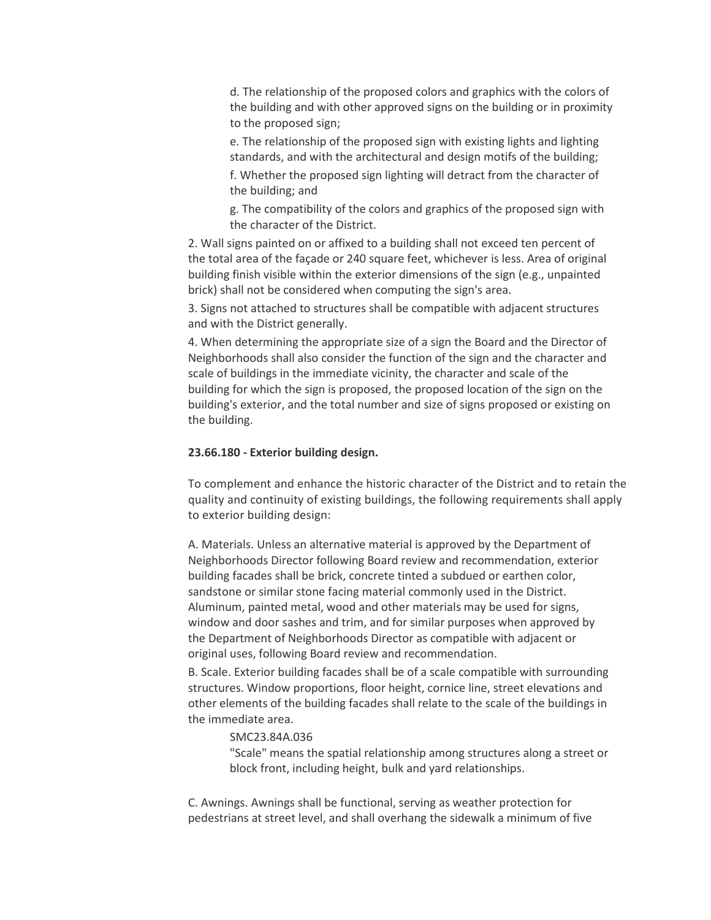d. The relationship of the proposed colors and graphics with the colors of the building and with other approved signs on the building or in proximity to the proposed sign;

e. The relationship of the proposed sign with existing lights and lighting standards, and with the architectural and design motifs of the building;

f. Whether the proposed sign lighting will detract from the character of the building; and

g. The compatibility of the colors and graphics of the proposed sign with the character of the District.

2. Wall signs painted on or affixed to a building shall not exceed ten percent of the total area of the façade or 240 square feet, whichever is less. Area of original building finish visible within the exterior dimensions of the sign (e.g., unpainted brick) shall not be considered when computing the sign's area.

3. Signs not attached to structures shall be compatible with adjacent structures and with the District generally.

4. When determining the appropriate size of a sign the Board and the Director of Neighborhoods shall also consider the function of the sign and the character and scale of buildings in the immediate vicinity, the character and scale of the building for which the sign is proposed, the proposed location of the sign on the building's exterior, and the total number and size of signs proposed or existing on the building.

**23.66.180 - Exterior building design.**

To complement and enhance the historic character of the District and to retain the quality and continuity of existing buildings, the following requirements shall apply to exterior building design:

A. Materials. Unless an alternative material is approved by the Department of Neighborhoods Director following Board review and recommendation, exterior building facades shall be brick, concrete tinted a subdued or earthen color, sandstone or similar stone facing material commonly used in the District. Aluminum, painted metal, wood and other materials may be used for signs, window and door sashes and trim, and for similar purposes when approved by the Department of Neighborhoods Director as compatible with adjacent or original uses, following Board review and recommendation.

B. Scale. Exterior building facades shall be of a scale compatible with surrounding structures. Window proportions, floor height, cornice line, street elevations and other elements of the building facades shall relate to the scale of the buildings in the immediate area.

> SMC23.84A.036
>
> "Scale" means the spatial relationship among structures along a street or block front, including height, bulk and yard relationships.

C. Awnings. Awnings shall be functional, serving as weather protection for pedestrians at street level, and shall overhang the sidewalk a minimum of five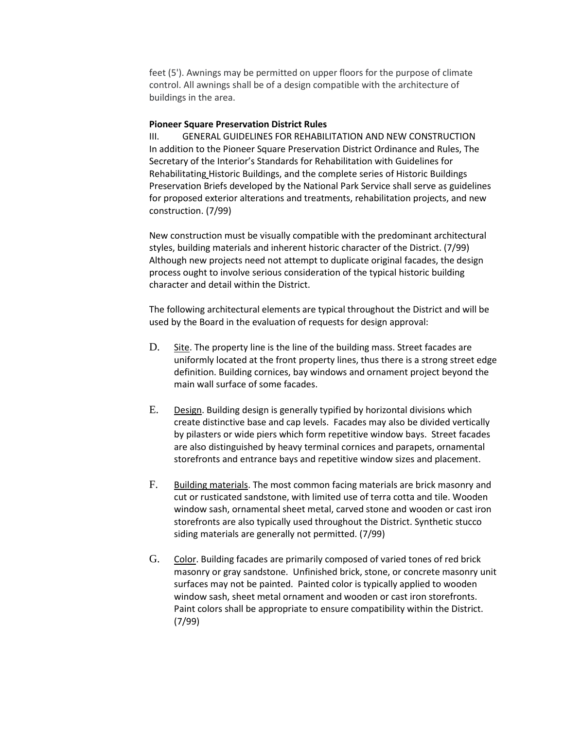feet (5'). Awnings may be permitted on upper floors for the purpose of climate control. All awnings shall be of a design compatible with the architecture of buildings in the area.

**Pioneer Square Preservation District Rules**

III. GENERAL GUIDELINES FOR REHABILITATION AND NEW CONSTRUCTION

In addition to the Pioneer Square Preservation District Ordinance and Rules, The Secretary of the Interior's Standards for Rehabilitation with Guidelines for Rehabilitating Historic Buildings, and the complete series of Historic Buildings Preservation Briefs developed by the National Park Service shall serve as guidelines for proposed exterior alterations and treatments, rehabilitation projects, and new construction. (7/99)

New construction must be visually compatible with the predominant architectural styles, building materials and inherent historic character of the District. (7/99) Although new projects need not attempt to duplicate original facades, the design process ought to involve serious consideration of the typical historic building character and detail within the District.

The following architectural elements are typical throughout the District and will be used by the Board in the evaluation of requests for design approval:

D. Site. The property line is the line of the building mass. Street facades are uniformly located at the front property lines, thus there is a strong street edge definition. Building cornices, bay windows and ornament project beyond the main wall surface of some facades.

E. Design. Building design is generally typified by horizontal divisions which create distinctive base and cap levels. Facades may also be divided vertically by pilasters or wide piers which form repetitive window bays. Street facades are also distinguished by heavy terminal cornices and parapets, ornamental storefronts and entrance bays and repetitive window sizes and placement.

F. Building materials. The most common facing materials are brick masonry and cut or rusticated sandstone, with limited use of terra cotta and tile. Wooden window sash, ornamental sheet metal, carved stone and wooden or cast iron storefronts are also typically used throughout the District. Synthetic stucco siding materials are generally not permitted. (7/99)

G. Color. Building facades are primarily composed of varied tones of red brick masonry or gray sandstone. Unfinished brick, stone, or concrete masonry unit surfaces may not be painted. Painted color is typically applied to wooden window sash, sheet metal ornament and wooden or cast iron storefronts. Paint colors shall be appropriate to ensure compatibility within the District. (7/99)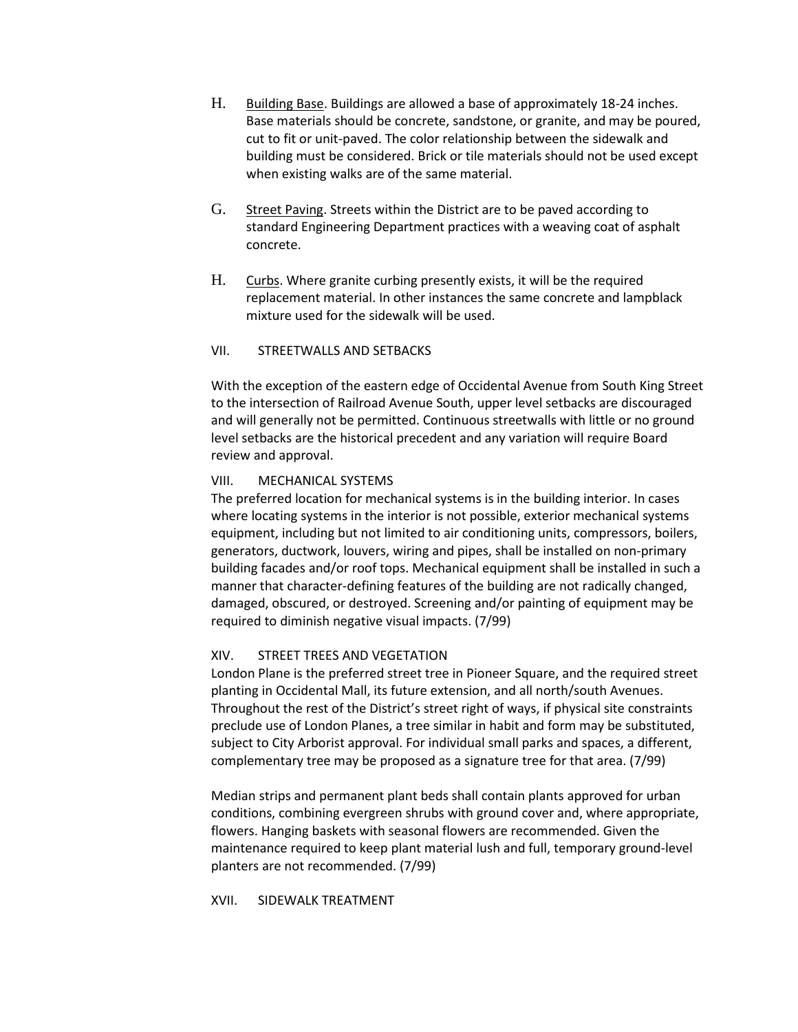H. Building Base. Buildings are allowed a base of approximately 18-24 inches. Base materials should be concrete, sandstone, or granite, and may be poured, cut to fit or unit-paved. The color relationship between the sidewalk and building must be considered. Brick or tile materials should not be used except when existing walks are of the same material.

G. Street Paving. Streets within the District are to be paved according to standard Engineering Department practices with a weaving coat of asphalt concrete.

H. Curbs. Where granite curbing presently exists, it will be the required replacement material. In other instances the same concrete and lampblack mixture used for the sidewalk will be used.

## VII. STREETWALLS AND SETBACKS

With the exception of the eastern edge of Occidental Avenue from South King Street to the intersection of Railroad Avenue South, upper level setbacks are discouraged and will generally not be permitted. Continuous streetwalls with little or no ground level setbacks are the historical precedent and any variation will require Board review and approval.

## VIII. MECHANICAL SYSTEMS

The preferred location for mechanical systems is in the building interior. In cases where locating systems in the interior is not possible, exterior mechanical systems equipment, including but not limited to air conditioning units, compressors, boilers, generators, ductwork, louvers, wiring and pipes, shall be installed on non-primary building facades and/or roof tops. Mechanical equipment shall be installed in such a manner that character-defining features of the building are not radically changed, damaged, obscured, or destroyed. Screening and/or painting of equipment may be required to diminish negative visual impacts. (7/99)

## XIV. STREET TREES AND VEGETATION

London Plane is the preferred street tree in Pioneer Square, and the required street planting in Occidental Mall, its future extension, and all north/south Avenues. Throughout the rest of the District's street right of ways, if physical site constraints preclude use of London Planes, a tree similar in habit and form may be substituted, subject to City Arborist approval. For individual small parks and spaces, a different, complementary tree may be proposed as a signature tree for that area. (7/99)

Median strips and permanent plant beds shall contain plants approved for urban conditions, combining evergreen shrubs with ground cover and, where appropriate, flowers. Hanging baskets with seasonal flowers are recommended. Given the maintenance required to keep plant material lush and full, temporary ground-level planters are not recommended. (7/99)

## XVII. SIDEWALK TREATMENT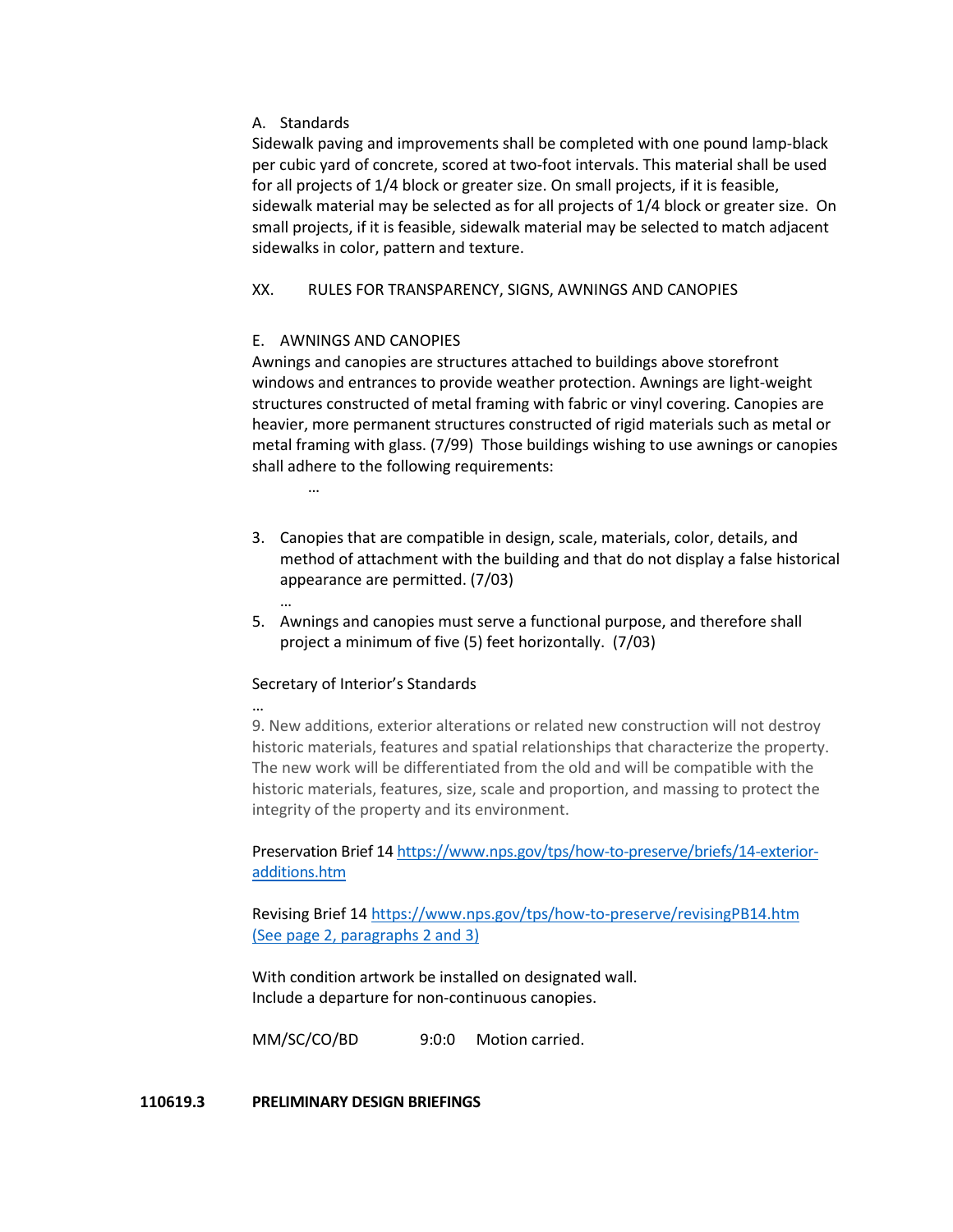A. Standards

Sidewalk paving and improvements shall be completed with one pound lamp-black per cubic yard of concrete, scored at two-foot intervals. This material shall be used for all projects of 1/4 block or greater size. On small projects, if it is feasible, sidewalk material may be selected as for all projects of 1/4 block or greater size. On small projects, if it is feasible, sidewalk material may be selected to match adjacent sidewalks in color, pattern and texture.

XX. RULES FOR TRANSPARENCY, SIGNS, AWNINGS AND CANOPIES

E. AWNINGS AND CANOPIES

Awnings and canopies are structures attached to buildings above storefront windows and entrances to provide weather protection. Awnings are light-weight structures constructed of metal framing with fabric or vinyl covering. Canopies are heavier, more permanent structures constructed of rigid materials such as metal or metal framing with glass. (7/99) Those buildings wishing to use awnings or canopies shall adhere to the following requirements:

…

3. Canopies that are compatible in design, scale, materials, color, details, and method of attachment with the building and that do not display a false historical appearance are permitted. (7/03)

…

5. Awnings and canopies must serve a functional purpose, and therefore shall project a minimum of five (5) feet horizontally. (7/03)

Secretary of Interior's Standards

…

9. New additions, exterior alterations or related new construction will not destroy historic materials, features and spatial relationships that characterize the property. The new work will be differentiated from the old and will be compatible with the historic materials, features, size, scale and proportion, and massing to protect the integrity of the property and its environment.

Preservation Brief 14 https://www.nps.gov/tps/how-to-preserve/briefs/14-exterior-additions.htm

Revising Brief 14 https://www.nps.gov/tps/how-to-preserve/revisingPB14.htm (See page 2, paragraphs 2 and 3)

With condition artwork be installed on designated wall.
Include a departure for non-continuous canopies.

MM/SC/CO/BD 9:0:0 Motion carried.

**110619.3 PRELIMINARY DESIGN BRIEFINGS**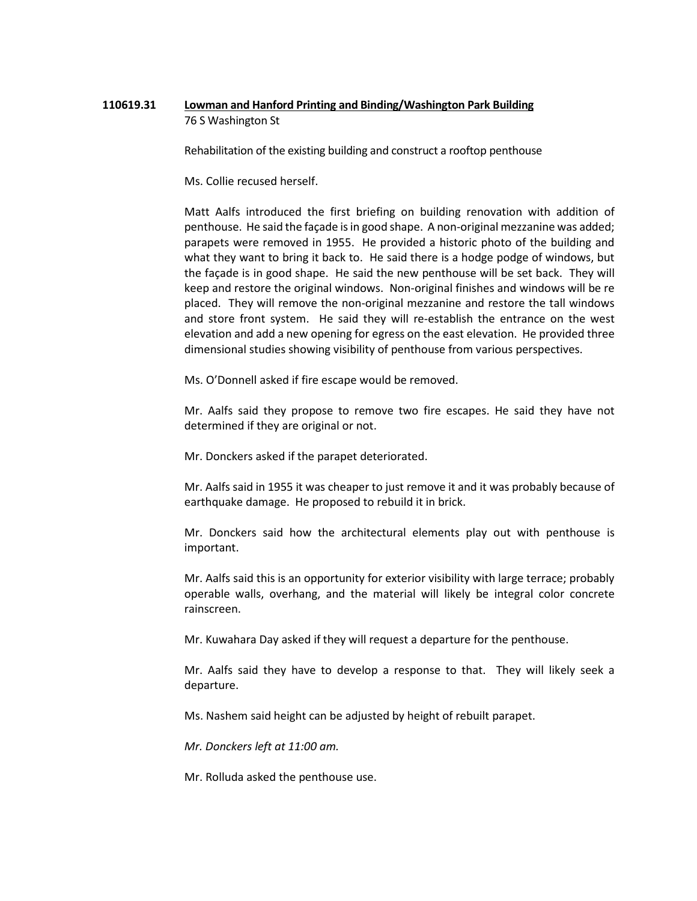**110619.31** **<u>Lowman and Hanford Printing and Binding/Washington Park Building</u>**
76 S Washington St

Rehabilitation of the existing building and construct a rooftop penthouse

Ms. Collie recused herself.

Matt Aalfs introduced the first briefing on building renovation with addition of penthouse. He said the façade is in good shape. A non-original mezzanine was added; parapets were removed in 1955. He provided a historic photo of the building and what they want to bring it back to. He said there is a hodge podge of windows, but the façade is in good shape. He said the new penthouse will be set back. They will keep and restore the original windows. Non-original finishes and windows will be re placed. They will remove the non-original mezzanine and restore the tall windows and store front system. He said they will re-establish the entrance on the west elevation and add a new opening for egress on the east elevation. He provided three dimensional studies showing visibility of penthouse from various perspectives.

Ms. O'Donnell asked if fire escape would be removed.

Mr. Aalfs said they propose to remove two fire escapes. He said they have not determined if they are original or not.

Mr. Donckers asked if the parapet deteriorated.

Mr. Aalfs said in 1955 it was cheaper to just remove it and it was probably because of earthquake damage. He proposed to rebuild it in brick.

Mr. Donckers said how the architectural elements play out with penthouse is important.

Mr. Aalfs said this is an opportunity for exterior visibility with large terrace; probably operable walls, overhang, and the material will likely be integral color concrete rainscreen.

Mr. Kuwahara Day asked if they will request a departure for the penthouse.

Mr. Aalfs said they have to develop a response to that. They will likely seek a departure.

Ms. Nashem said height can be adjusted by height of rebuilt parapet.

*Mr. Donckers left at 11:00 am.*

Mr. Rolluda asked the penthouse use.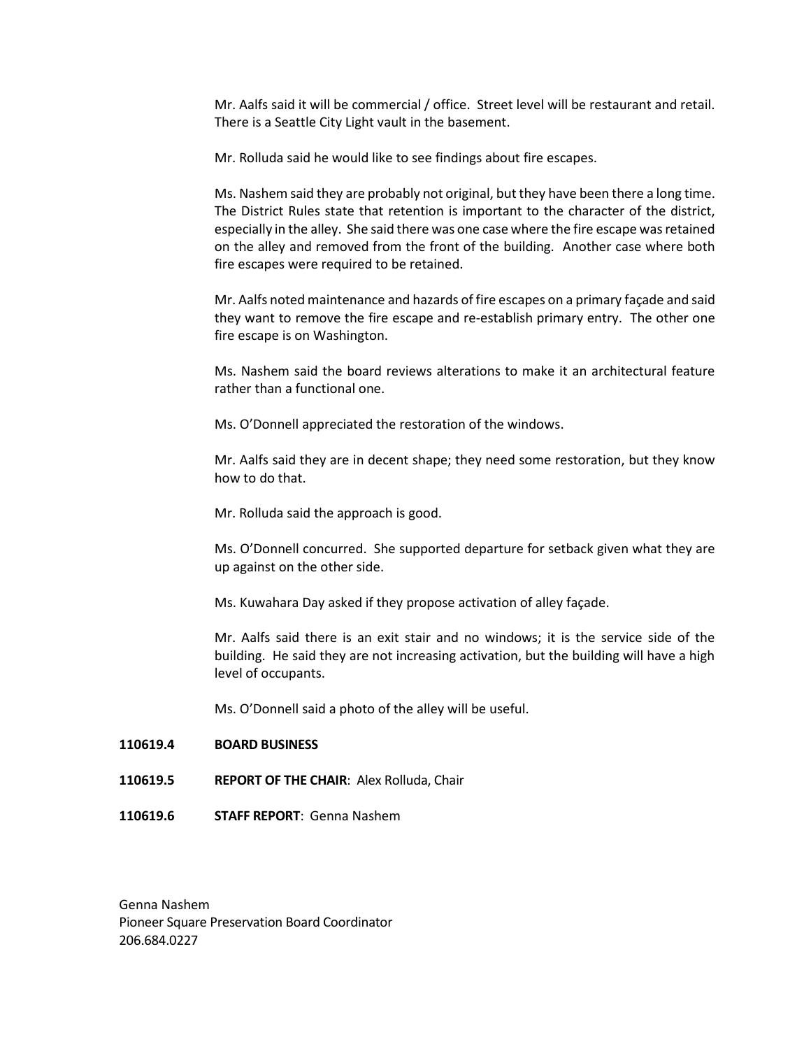Mr. Aalfs said it will be commercial / office. Street level will be restaurant and retail. There is a Seattle City Light vault in the basement.

Mr. Rolluda said he would like to see findings about fire escapes.

Ms. Nashem said they are probably not original, but they have been there a long time. The District Rules state that retention is important to the character of the district, especially in the alley. She said there was one case where the fire escape was retained on the alley and removed from the front of the building. Another case where both fire escapes were required to be retained.

Mr. Aalfs noted maintenance and hazards of fire escapes on a primary façade and said they want to remove the fire escape and re-establish primary entry. The other one fire escape is on Washington.

Ms. Nashem said the board reviews alterations to make it an architectural feature rather than a functional one.

Ms. O'Donnell appreciated the restoration of the windows.

Mr. Aalfs said they are in decent shape; they need some restoration, but they know how to do that.

Mr. Rolluda said the approach is good.

Ms. O'Donnell concurred. She supported departure for setback given what they are up against on the other side.

Ms. Kuwahara Day asked if they propose activation of alley façade.

Mr. Aalfs said there is an exit stair and no windows; it is the service side of the building. He said they are not increasing activation, but the building will have a high level of occupants.

Ms. O'Donnell said a photo of the alley will be useful.

**110619.4 BOARD BUSINESS**

**110619.5 REPORT OF THE CHAIR**: Alex Rolluda, Chair

**110619.6 STAFF REPORT**: Genna Nashem

Genna Nashem
Pioneer Square Preservation Board Coordinator
206.684.0227